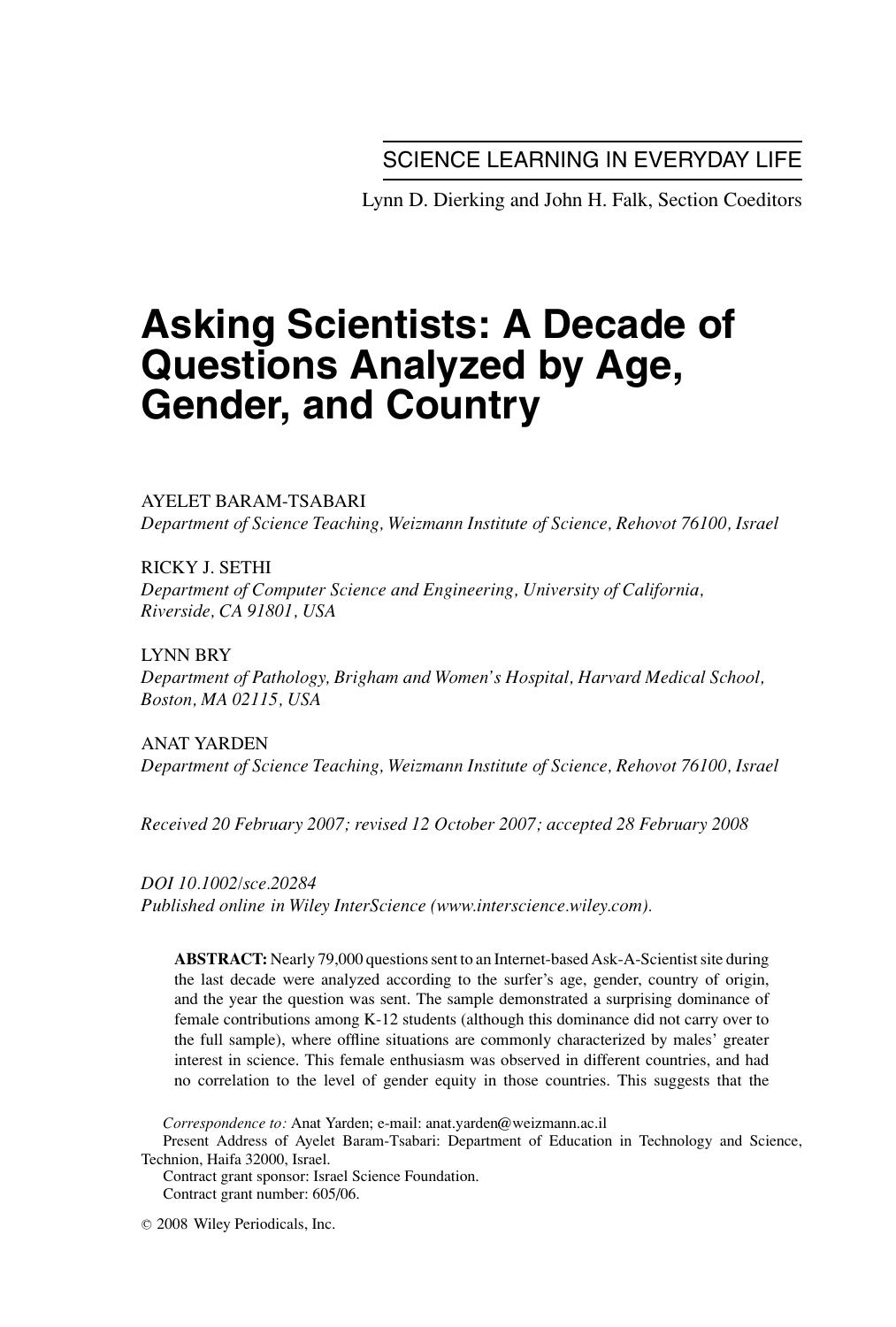SCIENCE LEARNING IN EVERYDAY LIFE

Lynn D. Dierking and John H. Falk, Section Coeditors

# Asking Scientists: A Decade of Questions Analyzed by Age, Gender, and Country

AYELET BARAM-TSABARI

*Department of Science Teaching, Weizmann Institute of Science, Rehovot 76100, Israel*

RICKY J. SETHI

*Department of Computer Science and Engineering, University of California, Riverside, CA 91801, USA*

LYNN BRY

*Department of Pathology, Brigham and Women's Hospital, Harvard Medical School, Boston, MA 02115, USA*

ANAT YARDEN

*Department of Science Teaching, Weizmann Institute of Science, Rehovot 76100, Israel*

*Received 20 February 2007; revised 12 October 2007; accepted 28 February 2008*

*DOI 10.1002/sce.20284*
*Published online in Wiley InterScience (www.interscience.wiley.com).*

**ABSTRACT:** Nearly 79,000 questions sent to an Internet-based Ask-A-Scientist site during the last decade were analyzed according to the surfer's age, gender, country of origin, and the year the question was sent. The sample demonstrated a surprising dominance of female contributions among K-12 students (although this dominance did not carry over to the full sample), where offline situations are commonly characterized by males' greater interest in science. This female enthusiasm was observed in different countries, and had no correlation to the level of gender equity in those countries. This suggests that the

*Correspondence to:* Anat Yarden; e-mail: anat.yarden@weizmann.ac.il
Present Address of Ayelet Baram-Tsabari: Department of Education in Technology and Science, Technion, Haifa 32000, Israel.
Contract grant sponsor: Israel Science Foundation.
Contract grant number: 605/06.

© 2008 Wiley Periodicals, Inc.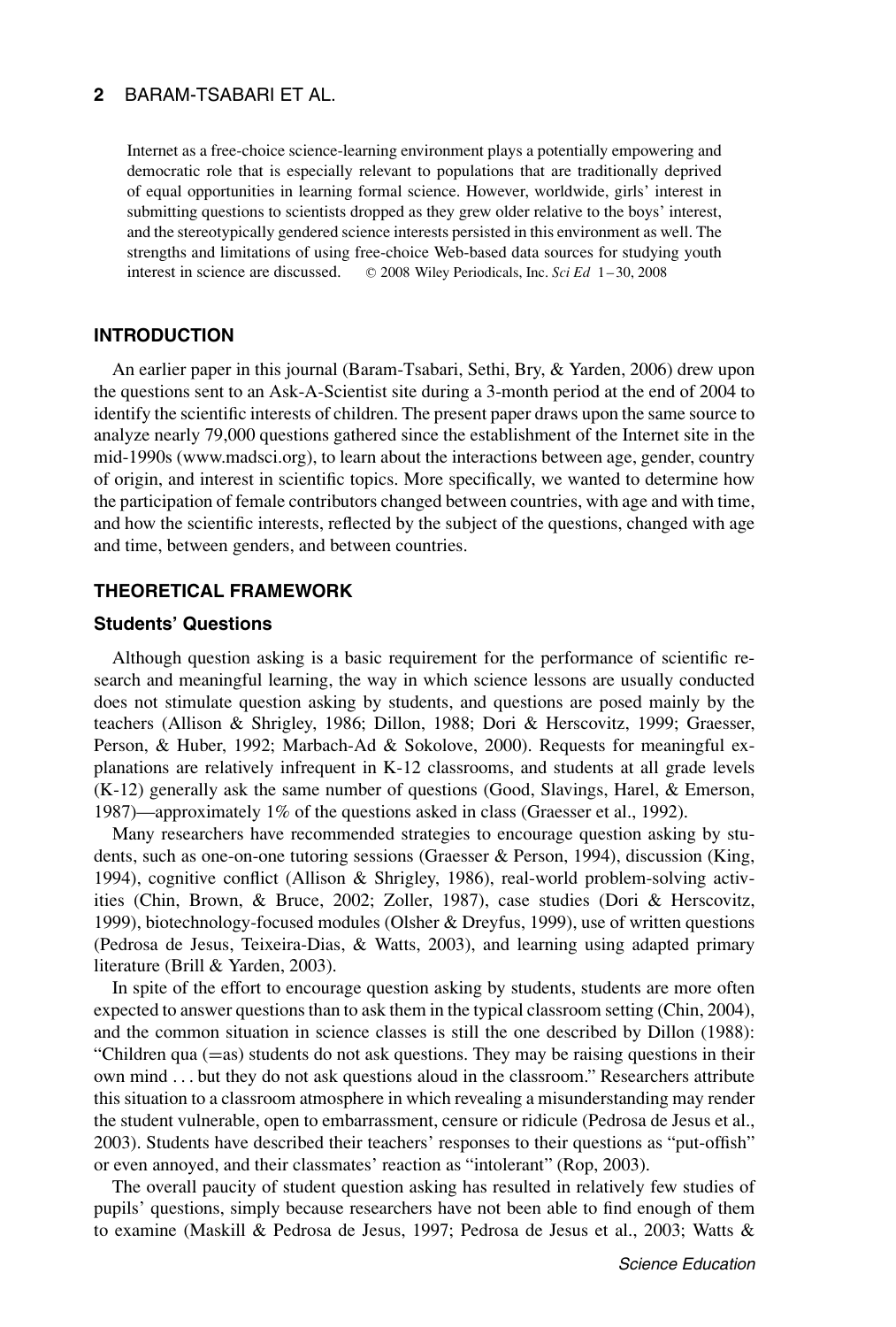Internet as a free-choice science-learning environment plays a potentially empowering and democratic role that is especially relevant to populations that are traditionally deprived of equal opportunities in learning formal science. However, worldwide, girls' interest in submitting questions to scientists dropped as they grew older relative to the boys' interest, and the stereotypically gendered science interests persisted in this environment as well. The strengths and limitations of using free-choice Web-based data sources for studying youth interest in science are discussed. © 2008 Wiley Periodicals, Inc. *Sci Ed* 1–30, 2008

## INTRODUCTION

An earlier paper in this journal (Baram-Tsabari, Sethi, Bry, & Yarden, 2006) drew upon the questions sent to an Ask-A-Scientist site during a 3-month period at the end of 2004 to identify the scientific interests of children. The present paper draws upon the same source to analyze nearly 79,000 questions gathered since the establishment of the Internet site in the mid-1990s (www.madsci.org), to learn about the interactions between age, gender, country of origin, and interest in scientific topics. More specifically, we wanted to determine how the participation of female contributors changed between countries, with age and with time, and how the scientific interests, reflected by the subject of the questions, changed with age and time, between genders, and between countries.

## THEORETICAL FRAMEWORK

### Students' Questions

Although question asking is a basic requirement for the performance of scientific research and meaningful learning, the way in which science lessons are usually conducted does not stimulate question asking by students, and questions are posed mainly by the teachers (Allison & Shrigley, 1986; Dillon, 1988; Dori & Herscovitz, 1999; Graesser, Person, & Huber, 1992; Marbach-Ad & Sokolove, 2000). Requests for meaningful explanations are relatively infrequent in K-12 classrooms, and students at all grade levels (K-12) generally ask the same number of questions (Good, Slavings, Harel, & Emerson, 1987)—approximately 1% of the questions asked in class (Graesser et al., 1992).

Many researchers have recommended strategies to encourage question asking by students, such as one-on-one tutoring sessions (Graesser & Person, 1994), discussion (King, 1994), cognitive conflict (Allison & Shrigley, 1986), real-world problem-solving activities (Chin, Brown, & Bruce, 2002; Zoller, 1987), case studies (Dori & Herscovitz, 1999), biotechnology-focused modules (Olsher & Dreyfus, 1999), use of written questions (Pedrosa de Jesus, Teixeira-Dias, & Watts, 2003), and learning using adapted primary literature (Brill & Yarden, 2003).

In spite of the effort to encourage question asking by students, students are more often expected to answer questions than to ask them in the typical classroom setting (Chin, 2004), and the common situation in science classes is still the one described by Dillon (1988): "Children qua (=as) students do not ask questions. They may be raising questions in their own mind . . . but they do not ask questions aloud in the classroom." Researchers attribute this situation to a classroom atmosphere in which revealing a misunderstanding may render the student vulnerable, open to embarrassment, censure or ridicule (Pedrosa de Jesus et al., 2003). Students have described their teachers' responses to their questions as "put-offish" or even annoyed, and their classmates' reaction as "intolerant" (Rop, 2003).

The overall paucity of student question asking has resulted in relatively few studies of pupils' questions, simply because researchers have not been able to find enough of them to examine (Maskill & Pedrosa de Jesus, 1997; Pedrosa de Jesus et al., 2003; Watts &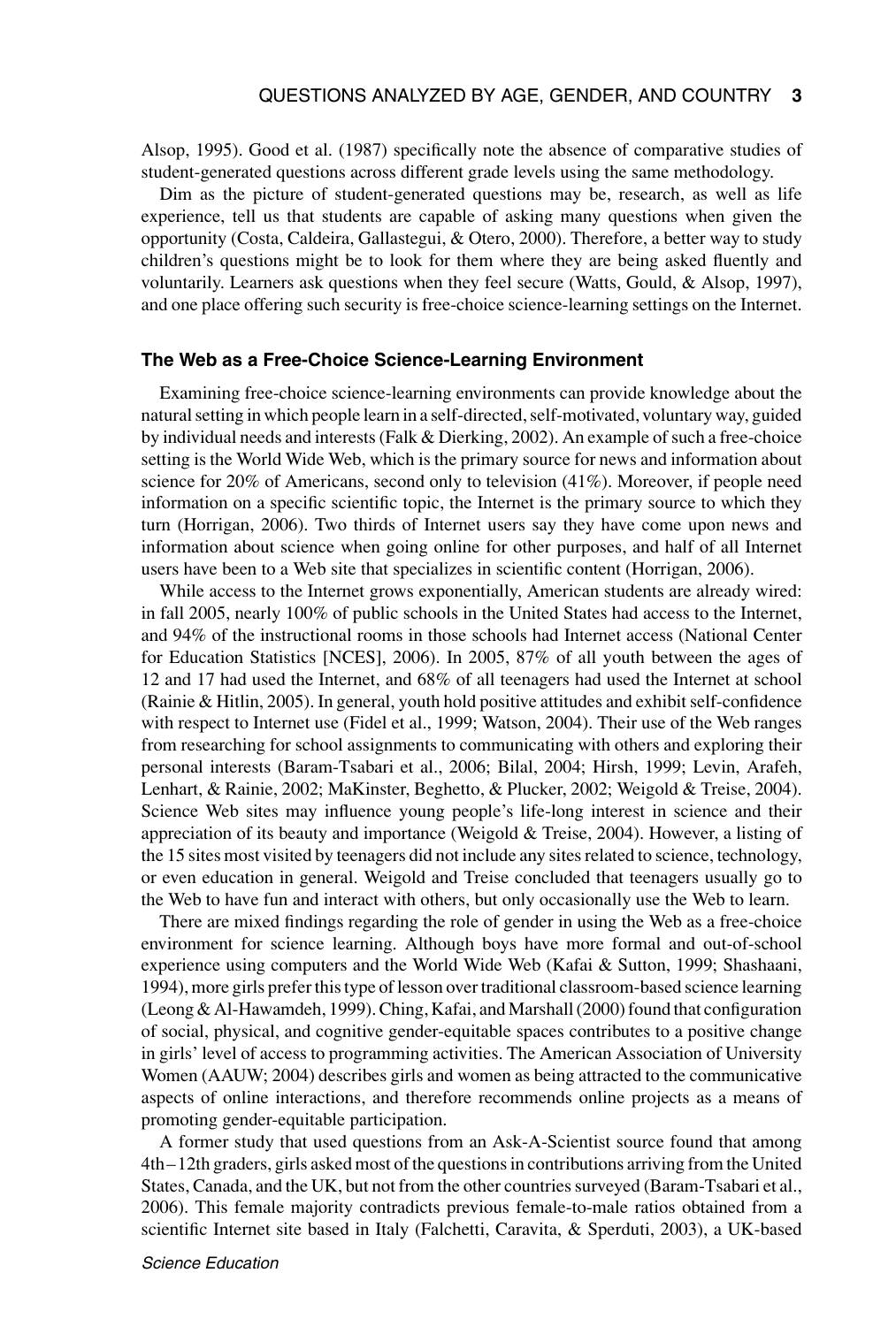Alsop, 1995). Good et al. (1987) specifically note the absence of comparative studies of student-generated questions across different grade levels using the same methodology.

Dim as the picture of student-generated questions may be, research, as well as life experience, tell us that students are capable of asking many questions when given the opportunity (Costa, Caldeira, Gallastegui, & Otero, 2000). Therefore, a better way to study children's questions might be to look for them where they are being asked fluently and voluntarily. Learners ask questions when they feel secure (Watts, Gould, & Alsop, 1997), and one place offering such security is free-choice science-learning settings on the Internet.

### The Web as a Free-Choice Science-Learning Environment

Examining free-choice science-learning environments can provide knowledge about the natural setting in which people learn in a self-directed, self-motivated, voluntary way, guided by individual needs and interests (Falk & Dierking, 2002). An example of such a free-choice setting is the World Wide Web, which is the primary source for news and information about science for 20% of Americans, second only to television (41%). Moreover, if people need information on a specific scientific topic, the Internet is the primary source to which they turn (Horrigan, 2006). Two thirds of Internet users say they have come upon news and information about science when going online for other purposes, and half of all Internet users have been to a Web site that specializes in scientific content (Horrigan, 2006).

While access to the Internet grows exponentially, American students are already wired: in fall 2005, nearly 100% of public schools in the United States had access to the Internet, and 94% of the instructional rooms in those schools had Internet access (National Center for Education Statistics [NCES], 2006). In 2005, 87% of all youth between the ages of 12 and 17 had used the Internet, and 68% of all teenagers had used the Internet at school (Rainie & Hitlin, 2005). In general, youth hold positive attitudes and exhibit self-confidence with respect to Internet use (Fidel et al., 1999; Watson, 2004). Their use of the Web ranges from researching for school assignments to communicating with others and exploring their personal interests (Baram-Tsabari et al., 2006; Bilal, 2004; Hirsh, 1999; Levin, Arafeh, Lenhart, & Rainie, 2002; MaKinster, Beghetto, & Plucker, 2002; Weigold & Treise, 2004). Science Web sites may influence young people's life-long interest in science and their appreciation of its beauty and importance (Weigold & Treise, 2004). However, a listing of the 15 sites most visited by teenagers did not include any sites related to science, technology, or even education in general. Weigold and Treise concluded that teenagers usually go to the Web to have fun and interact with others, but only occasionally use the Web to learn.

There are mixed findings regarding the role of gender in using the Web as a free-choice environment for science learning. Although boys have more formal and out-of-school experience using computers and the World Wide Web (Kafai & Sutton, 1999; Shashaani, 1994), more girls prefer this type of lesson over traditional classroom-based science learning (Leong & Al-Hawamdeh, 1999). Ching, Kafai, and Marshall (2000) found that configuration of social, physical, and cognitive gender-equitable spaces contributes to a positive change in girls' level of access to programming activities. The American Association of University Women (AAUW; 2004) describes girls and women as being attracted to the communicative aspects of online interactions, and therefore recommends online projects as a means of promoting gender-equitable participation.

A former study that used questions from an Ask-A-Scientist source found that among 4th–12th graders, girls asked most of the questions in contributions arriving from the United States, Canada, and the UK, but not from the other countries surveyed (Baram-Tsabari et al., 2006). This female majority contradicts previous female-to-male ratios obtained from a scientific Internet site based in Italy (Falchetti, Caravita, & Sperduti, 2003), a UK-based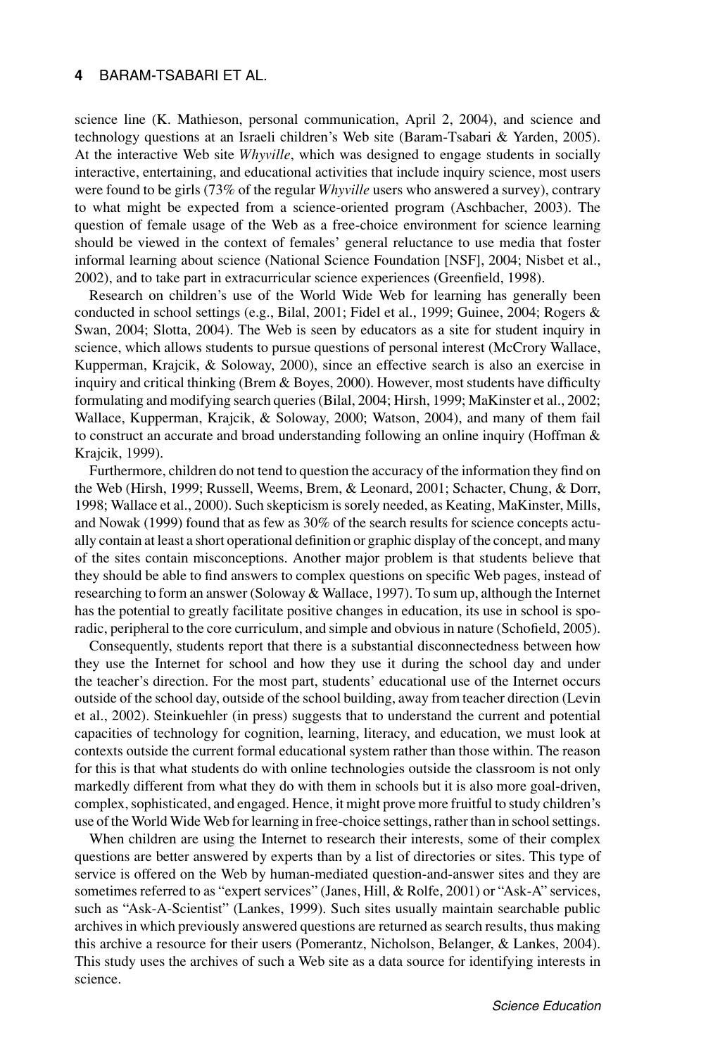science line (K. Mathieson, personal communication, April 2, 2004), and science and technology questions at an Israeli children's Web site (Baram-Tsabari & Yarden, 2005). At the interactive Web site *Whyville*, which was designed to engage students in socially interactive, entertaining, and educational activities that include inquiry science, most users were found to be girls (73% of the regular *Whyville* users who answered a survey), contrary to what might be expected from a science-oriented program (Aschbacher, 2003). The question of female usage of the Web as a free-choice environment for science learning should be viewed in the context of females' general reluctance to use media that foster informal learning about science (National Science Foundation [NSF], 2004; Nisbet et al., 2002), and to take part in extracurricular science experiences (Greenfield, 1998).

Research on children's use of the World Wide Web for learning has generally been conducted in school settings (e.g., Bilal, 2001; Fidel et al., 1999; Guinee, 2004; Rogers & Swan, 2004; Slotta, 2004). The Web is seen by educators as a site for student inquiry in science, which allows students to pursue questions of personal interest (McCrory Wallace, Kupperman, Krajcik, & Soloway, 2000), since an effective search is also an exercise in inquiry and critical thinking (Brem & Boyes, 2000). However, most students have difficulty formulating and modifying search queries (Bilal, 2004; Hirsh, 1999; MaKinster et al., 2002; Wallace, Kupperman, Krajcik, & Soloway, 2000; Watson, 2004), and many of them fail to construct an accurate and broad understanding following an online inquiry (Hoffman & Krajcik, 1999).

Furthermore, children do not tend to question the accuracy of the information they find on the Web (Hirsh, 1999; Russell, Weems, Brem, & Leonard, 2001; Schacter, Chung, & Dorr, 1998; Wallace et al., 2000). Such skepticism is sorely needed, as Keating, MaKinster, Mills, and Nowak (1999) found that as few as 30% of the search results for science concepts actually contain at least a short operational definition or graphic display of the concept, and many of the sites contain misconceptions. Another major problem is that students believe that they should be able to find answers to complex questions on specific Web pages, instead of researching to form an answer (Soloway & Wallace, 1997). To sum up, although the Internet has the potential to greatly facilitate positive changes in education, its use in school is sporadic, peripheral to the core curriculum, and simple and obvious in nature (Schofield, 2005).

Consequently, students report that there is a substantial disconnectedness between how they use the Internet for school and how they use it during the school day and under the teacher's direction. For the most part, students' educational use of the Internet occurs outside of the school day, outside of the school building, away from teacher direction (Levin et al., 2002). Steinkuehler (in press) suggests that to understand the current and potential capacities of technology for cognition, learning, literacy, and education, we must look at contexts outside the current formal educational system rather than those within. The reason for this is that what students do with online technologies outside the classroom is not only markedly different from what they do with them in schools but it is also more goal-driven, complex, sophisticated, and engaged. Hence, it might prove more fruitful to study children's use of the World Wide Web for learning in free-choice settings, rather than in school settings.

When children are using the Internet to research their interests, some of their complex questions are better answered by experts than by a list of directories or sites. This type of service is offered on the Web by human-mediated question-and-answer sites and they are sometimes referred to as "expert services" (Janes, Hill, & Rolfe, 2001) or "Ask-A" services, such as "Ask-A-Scientist" (Lankes, 1999). Such sites usually maintain searchable public archives in which previously answered questions are returned as search results, thus making this archive a resource for their users (Pomerantz, Nicholson, Belanger, & Lankes, 2004). This study uses the archives of such a Web site as a data source for identifying interests in science.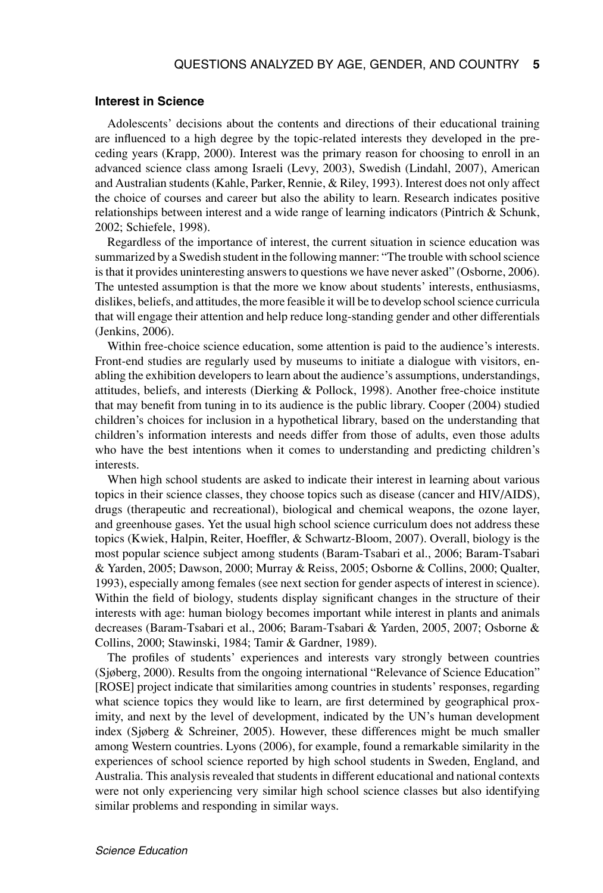### Interest in Science

Adolescents' decisions about the contents and directions of their educational training are influenced to a high degree by the topic-related interests they developed in the preceding years (Krapp, 2000). Interest was the primary reason for choosing to enroll in an advanced science class among Israeli (Levy, 2003), Swedish (Lindahl, 2007), American and Australian students (Kahle, Parker, Rennie, & Riley, 1993). Interest does not only affect the choice of courses and career but also the ability to learn. Research indicates positive relationships between interest and a wide range of learning indicators (Pintrich & Schunk, 2002; Schiefele, 1998).

Regardless of the importance of interest, the current situation in science education was summarized by a Swedish student in the following manner: "The trouble with school science is that it provides uninteresting answers to questions we have never asked" (Osborne, 2006). The untested assumption is that the more we know about students' interests, enthusiasms, dislikes, beliefs, and attitudes, the more feasible it will be to develop school science curricula that will engage their attention and help reduce long-standing gender and other differentials (Jenkins, 2006).

Within free-choice science education, some attention is paid to the audience's interests. Front-end studies are regularly used by museums to initiate a dialogue with visitors, enabling the exhibition developers to learn about the audience's assumptions, understandings, attitudes, beliefs, and interests (Dierking & Pollock, 1998). Another free-choice institute that may benefit from tuning in to its audience is the public library. Cooper (2004) studied children's choices for inclusion in a hypothetical library, based on the understanding that children's information interests and needs differ from those of adults, even those adults who have the best intentions when it comes to understanding and predicting children's interests.

When high school students are asked to indicate their interest in learning about various topics in their science classes, they choose topics such as disease (cancer and HIV/AIDS), drugs (therapeutic and recreational), biological and chemical weapons, the ozone layer, and greenhouse gases. Yet the usual high school science curriculum does not address these topics (Kwiek, Halpin, Reiter, Hoeffler, & Schwartz-Bloom, 2007). Overall, biology is the most popular science subject among students (Baram-Tsabari et al., 2006; Baram-Tsabari & Yarden, 2005; Dawson, 2000; Murray & Reiss, 2005; Osborne & Collins, 2000; Qualter, 1993), especially among females (see next section for gender aspects of interest in science). Within the field of biology, students display significant changes in the structure of their interests with age: human biology becomes important while interest in plants and animals decreases (Baram-Tsabari et al., 2006; Baram-Tsabari & Yarden, 2005, 2007; Osborne & Collins, 2000; Stawinski, 1984; Tamir & Gardner, 1989).

The profiles of students' experiences and interests vary strongly between countries (Sjøberg, 2000). Results from the ongoing international "Relevance of Science Education" [ROSE] project indicate that similarities among countries in students' responses, regarding what science topics they would like to learn, are first determined by geographical proximity, and next by the level of development, indicated by the UN's human development index (Sjøberg & Schreiner, 2005). However, these differences might be much smaller among Western countries. Lyons (2006), for example, found a remarkable similarity in the experiences of school science reported by high school students in Sweden, England, and Australia. This analysis revealed that students in different educational and national contexts were not only experiencing very similar high school science classes but also identifying similar problems and responding in similar ways.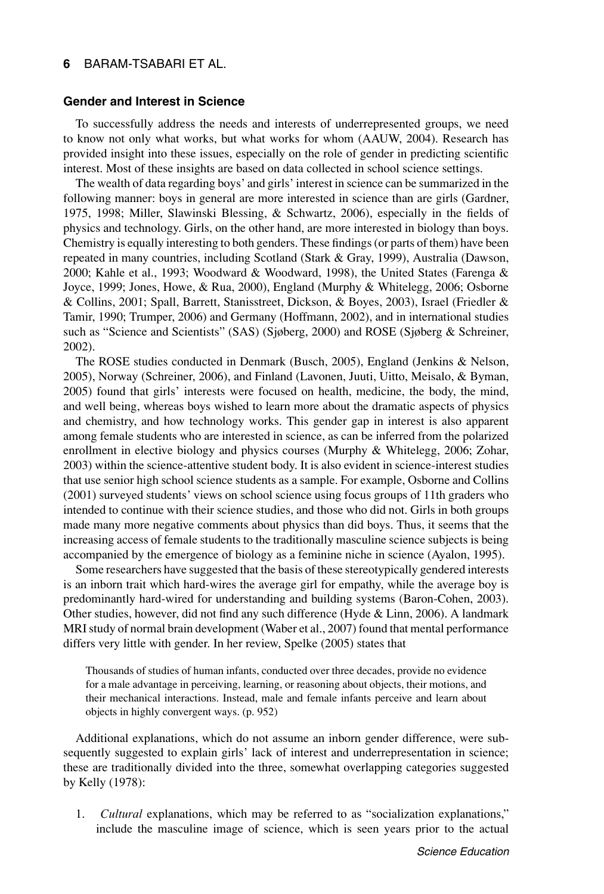### Gender and Interest in Science

To successfully address the needs and interests of underrepresented groups, we need to know not only what works, but what works for whom (AAUW, 2004). Research has provided insight into these issues, especially on the role of gender in predicting scientific interest. Most of these insights are based on data collected in school science settings.

The wealth of data regarding boys' and girls' interest in science can be summarized in the following manner: boys in general are more interested in science than are girls (Gardner, 1975, 1998; Miller, Slawinski Blessing, & Schwartz, 2006), especially in the fields of physics and technology. Girls, on the other hand, are more interested in biology than boys. Chemistry is equally interesting to both genders. These findings (or parts of them) have been repeated in many countries, including Scotland (Stark & Gray, 1999), Australia (Dawson, 2000; Kahle et al., 1993; Woodward & Woodward, 1998), the United States (Farenga & Joyce, 1999; Jones, Howe, & Rua, 2000), England (Murphy & Whitelegg, 2006; Osborne & Collins, 2001; Spall, Barrett, Stanisstreet, Dickson, & Boyes, 2003), Israel (Friedler & Tamir, 1990; Trumper, 2006) and Germany (Hoffmann, 2002), and in international studies such as "Science and Scientists" (SAS) (Sjøberg, 2000) and ROSE (Sjøberg & Schreiner, 2002).

The ROSE studies conducted in Denmark (Busch, 2005), England (Jenkins & Nelson, 2005), Norway (Schreiner, 2006), and Finland (Lavonen, Juuti, Uitto, Meisalo, & Byman, 2005) found that girls' interests were focused on health, medicine, the body, the mind, and well being, whereas boys wished to learn more about the dramatic aspects of physics and chemistry, and how technology works. This gender gap in interest is also apparent among female students who are interested in science, as can be inferred from the polarized enrollment in elective biology and physics courses (Murphy & Whitelegg, 2006; Zohar, 2003) within the science-attentive student body. It is also evident in science-interest studies that use senior high school science students as a sample. For example, Osborne and Collins (2001) surveyed students' views on school science using focus groups of 11th graders who intended to continue with their science studies, and those who did not. Girls in both groups made many more negative comments about physics than did boys. Thus, it seems that the increasing access of female students to the traditionally masculine science subjects is being accompanied by the emergence of biology as a feminine niche in science (Ayalon, 1995).

Some researchers have suggested that the basis of these stereotypically gendered interests is an inborn trait which hard-wires the average girl for empathy, while the average boy is predominantly hard-wired for understanding and building systems (Baron-Cohen, 2003). Other studies, however, did not find any such difference (Hyde & Linn, 2006). A landmark MRI study of normal brain development (Waber et al., 2007) found that mental performance differs very little with gender. In her review, Spelke (2005) states that

> Thousands of studies of human infants, conducted over three decades, provide no evidence for a male advantage in perceiving, learning, or reasoning about objects, their motions, and their mechanical interactions. Instead, male and female infants perceive and learn about objects in highly convergent ways. (p. 952)

Additional explanations, which do not assume an inborn gender difference, were subsequently suggested to explain girls' lack of interest and underrepresentation in science; these are traditionally divided into the three, somewhat overlapping categories suggested by Kelly (1978):

1. *Cultural* explanations, which may be referred to as "socialization explanations," include the masculine image of science, which is seen years prior to the actual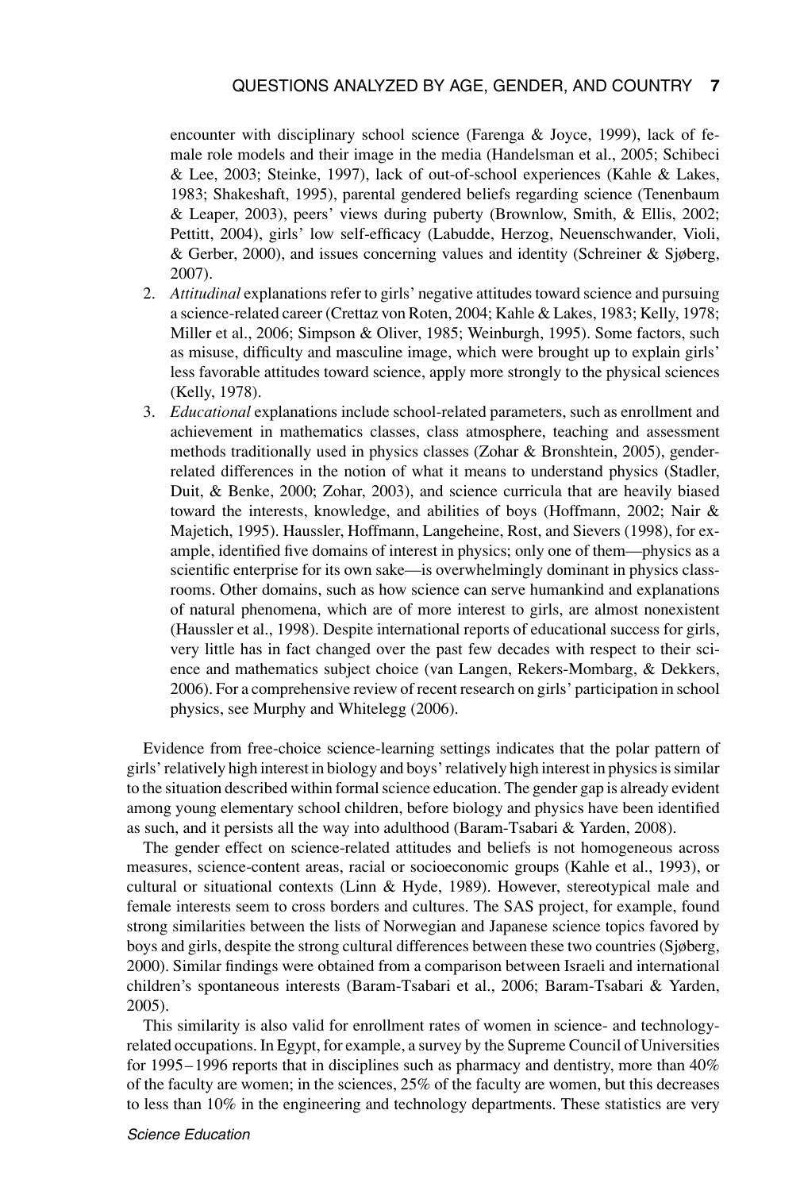encounter with disciplinary school science (Farenga & Joyce, 1999), lack of female role models and their image in the media (Handelsman et al., 2005; Schibeci & Lee, 2003; Steinke, 1997), lack of out-of-school experiences (Kahle & Lakes, 1983; Shakeshaft, 1995), parental gendered beliefs regarding science (Tenenbaum & Leaper, 2003), peers' views during puberty (Brownlow, Smith, & Ellis, 2002; Pettitt, 2004), girls' low self-efficacy (Labudde, Herzog, Neuenschwander, Violi, & Gerber, 2000), and issues concerning values and identity (Schreiner & Sjøberg, 2007).

2. *Attitudinal* explanations refer to girls' negative attitudes toward science and pursuing a science-related career (Crettaz von Roten, 2004; Kahle & Lakes, 1983; Kelly, 1978; Miller et al., 2006; Simpson & Oliver, 1985; Weinburgh, 1995). Some factors, such as misuse, difficulty and masculine image, which were brought up to explain girls' less favorable attitudes toward science, apply more strongly to the physical sciences (Kelly, 1978).
3. *Educational* explanations include school-related parameters, such as enrollment and achievement in mathematics classes, class atmosphere, teaching and assessment methods traditionally used in physics classes (Zohar & Bronshtein, 2005), gender-related differences in the notion of what it means to understand physics (Stadler, Duit, & Benke, 2000; Zohar, 2003), and science curricula that are heavily biased toward the interests, knowledge, and abilities of boys (Hoffmann, 2002; Nair & Majetich, 1995). Haussler, Hoffmann, Langeheine, Rost, and Sievers (1998), for example, identified five domains of interest in physics; only one of them—physics as a scientific enterprise for its own sake—is overwhelmingly dominant in physics classrooms. Other domains, such as how science can serve humankind and explanations of natural phenomena, which are of more interest to girls, are almost nonexistent (Haussler et al., 1998). Despite international reports of educational success for girls, very little has in fact changed over the past few decades with respect to their science and mathematics subject choice (van Langen, Rekers-Mombarg, & Dekkers, 2006). For a comprehensive review of recent research on girls' participation in school physics, see Murphy and Whitelegg (2006).

Evidence from free-choice science-learning settings indicates that the polar pattern of girls' relatively high interest in biology and boys' relatively high interest in physics is similar to the situation described within formal science education. The gender gap is already evident among young elementary school children, before biology and physics have been identified as such, and it persists all the way into adulthood (Baram-Tsabari & Yarden, 2008).

The gender effect on science-related attitudes and beliefs is not homogeneous across measures, science-content areas, racial or socioeconomic groups (Kahle et al., 1993), or cultural or situational contexts (Linn & Hyde, 1989). However, stereotypical male and female interests seem to cross borders and cultures. The SAS project, for example, found strong similarities between the lists of Norwegian and Japanese science topics favored by boys and girls, despite the strong cultural differences between these two countries (Sjøberg, 2000). Similar findings were obtained from a comparison between Israeli and international children's spontaneous interests (Baram-Tsabari et al., 2006; Baram-Tsabari & Yarden, 2005).

This similarity is also valid for enrollment rates of women in science- and technology-related occupations. In Egypt, for example, a survey by the Supreme Council of Universities for 1995–1996 reports that in disciplines such as pharmacy and dentistry, more than 40% of the faculty are women; in the sciences, 25% of the faculty are women, but this decreases to less than 10% in the engineering and technology departments. These statistics are very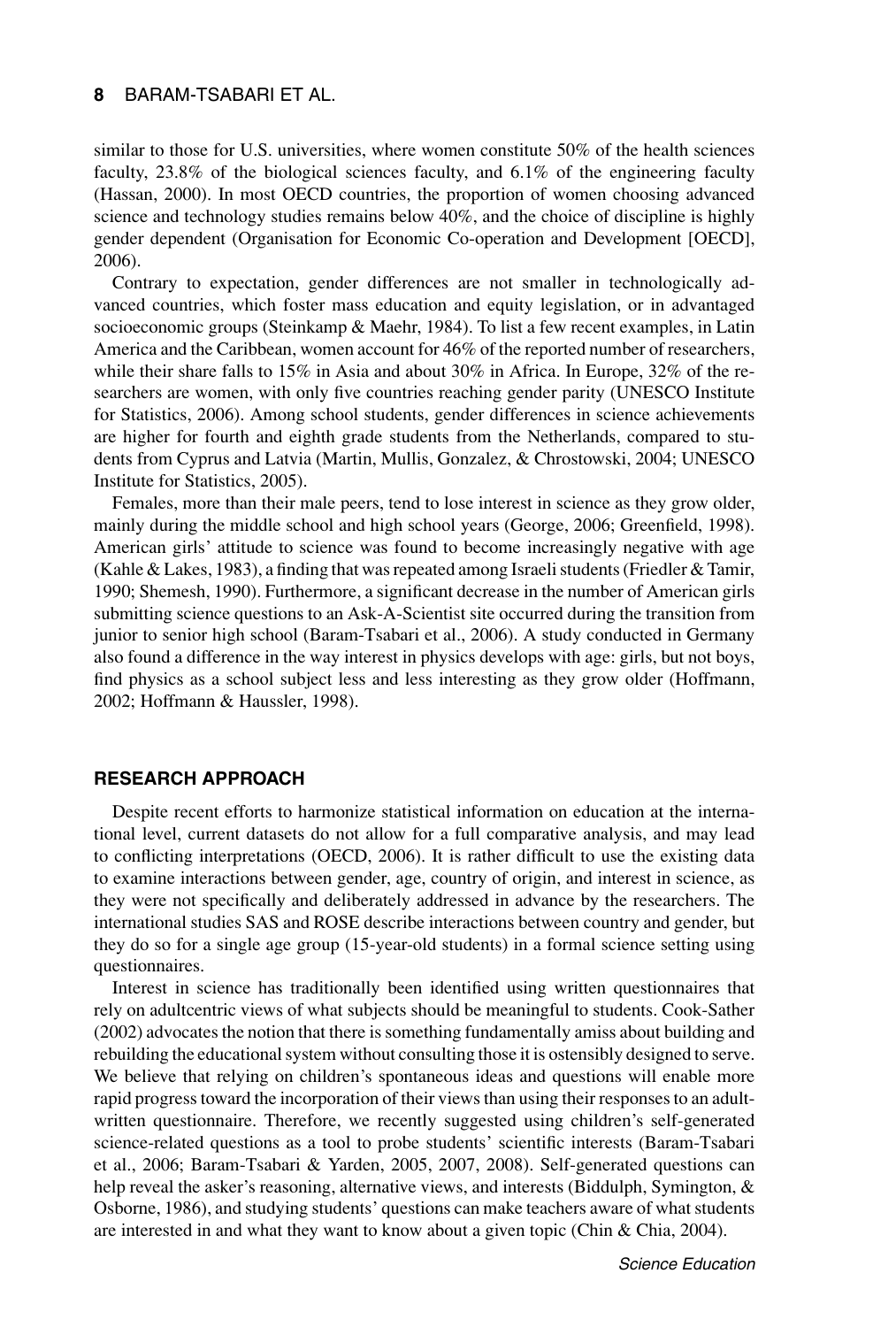similar to those for U.S. universities, where women constitute 50% of the health sciences faculty, 23.8% of the biological sciences faculty, and 6.1% of the engineering faculty (Hassan, 2000). In most OECD countries, the proportion of women choosing advanced science and technology studies remains below 40%, and the choice of discipline is highly gender dependent (Organisation for Economic Co-operation and Development [OECD], 2006).

Contrary to expectation, gender differences are not smaller in technologically advanced countries, which foster mass education and equity legislation, or in advantaged socioeconomic groups (Steinkamp & Maehr, 1984). To list a few recent examples, in Latin America and the Caribbean, women account for 46% of the reported number of researchers, while their share falls to 15% in Asia and about 30% in Africa. In Europe, 32% of the researchers are women, with only five countries reaching gender parity (UNESCO Institute for Statistics, 2006). Among school students, gender differences in science achievements are higher for fourth and eighth grade students from the Netherlands, compared to students from Cyprus and Latvia (Martin, Mullis, Gonzalez, & Chrostowski, 2004; UNESCO Institute for Statistics, 2005).

Females, more than their male peers, tend to lose interest in science as they grow older, mainly during the middle school and high school years (George, 2006; Greenfield, 1998). American girls' attitude to science was found to become increasingly negative with age (Kahle & Lakes, 1983), a finding that was repeated among Israeli students (Friedler & Tamir, 1990; Shemesh, 1990). Furthermore, a significant decrease in the number of American girls submitting science questions to an Ask-A-Scientist site occurred during the transition from junior to senior high school (Baram-Tsabari et al., 2006). A study conducted in Germany also found a difference in the way interest in physics develops with age: girls, but not boys, find physics as a school subject less and less interesting as they grow older (Hoffmann, 2002; Hoffmann & Haussler, 1998).

## RESEARCH APPROACH

Despite recent efforts to harmonize statistical information on education at the international level, current datasets do not allow for a full comparative analysis, and may lead to conflicting interpretations (OECD, 2006). It is rather difficult to use the existing data to examine interactions between gender, age, country of origin, and interest in science, as they were not specifically and deliberately addressed in advance by the researchers. The international studies SAS and ROSE describe interactions between country and gender, but they do so for a single age group (15-year-old students) in a formal science setting using questionnaires.

Interest in science has traditionally been identified using written questionnaires that rely on adultcentric views of what subjects should be meaningful to students. Cook-Sather (2002) advocates the notion that there is something fundamentally amiss about building and rebuilding the educational system without consulting those it is ostensibly designed to serve. We believe that relying on children's spontaneous ideas and questions will enable more rapid progress toward the incorporation of their views than using their responses to an adult-written questionnaire. Therefore, we recently suggested using children's self-generated science-related questions as a tool to probe students' scientific interests (Baram-Tsabari et al., 2006; Baram-Tsabari & Yarden, 2005, 2007, 2008). Self-generated questions can help reveal the asker's reasoning, alternative views, and interests (Biddulph, Symington, & Osborne, 1986), and studying students' questions can make teachers aware of what students are interested in and what they want to know about a given topic (Chin & Chia, 2004).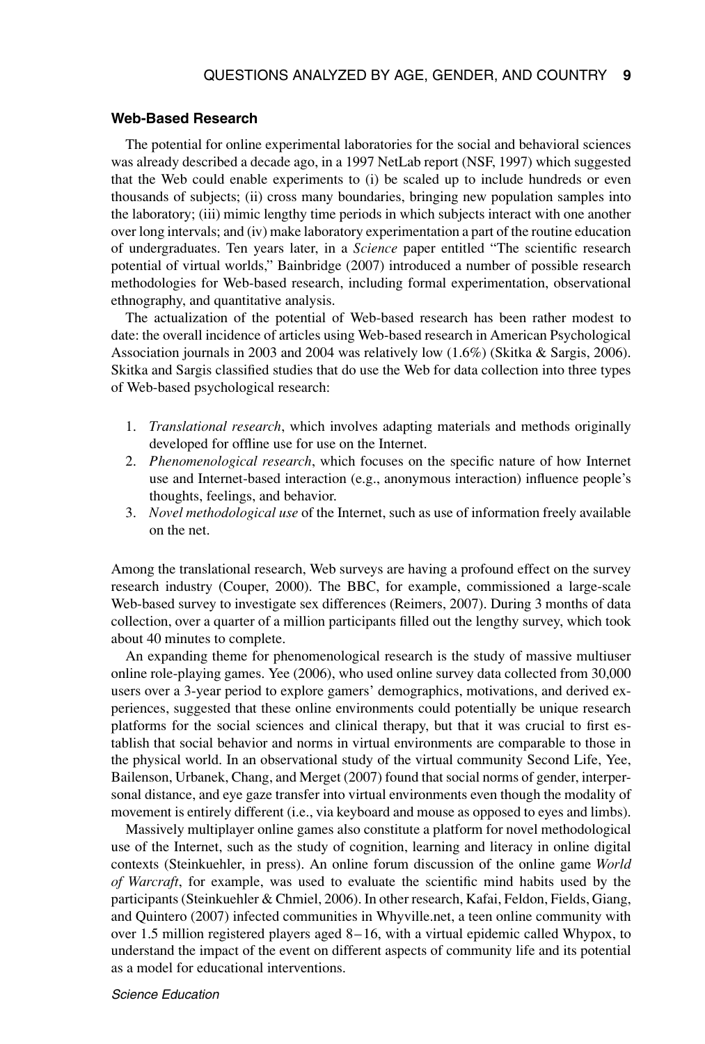### Web-Based Research

The potential for online experimental laboratories for the social and behavioral sciences was already described a decade ago, in a 1997 NetLab report (NSF, 1997) which suggested that the Web could enable experiments to (i) be scaled up to include hundreds or even thousands of subjects; (ii) cross many boundaries, bringing new population samples into the laboratory; (iii) mimic lengthy time periods in which subjects interact with one another over long intervals; and (iv) make laboratory experimentation a part of the routine education of undergraduates. Ten years later, in a *Science* paper entitled "The scientific research potential of virtual worlds," Bainbridge (2007) introduced a number of possible research methodologies for Web-based research, including formal experimentation, observational ethnography, and quantitative analysis.

The actualization of the potential of Web-based research has been rather modest to date: the overall incidence of articles using Web-based research in American Psychological Association journals in 2003 and 2004 was relatively low (1.6%) (Skitka & Sargis, 2006). Skitka and Sargis classified studies that do use the Web for data collection into three types of Web-based psychological research:

1. *Translational research*, which involves adapting materials and methods originally developed for offline use for use on the Internet.
2. *Phenomenological research*, which focuses on the specific nature of how Internet use and Internet-based interaction (e.g., anonymous interaction) influence people's thoughts, feelings, and behavior.
3. *Novel methodological use* of the Internet, such as use of information freely available on the net.

Among the translational research, Web surveys are having a profound effect on the survey research industry (Couper, 2000). The BBC, for example, commissioned a large-scale Web-based survey to investigate sex differences (Reimers, 2007). During 3 months of data collection, over a quarter of a million participants filled out the lengthy survey, which took about 40 minutes to complete.

An expanding theme for phenomenological research is the study of massive multiuser online role-playing games. Yee (2006), who used online survey data collected from 30,000 users over a 3-year period to explore gamers' demographics, motivations, and derived experiences, suggested that these online environments could potentially be unique research platforms for the social sciences and clinical therapy, but that it was crucial to first establish that social behavior and norms in virtual environments are comparable to those in the physical world. In an observational study of the virtual community Second Life, Yee, Bailenson, Urbanek, Chang, and Merget (2007) found that social norms of gender, interpersonal distance, and eye gaze transfer into virtual environments even though the modality of movement is entirely different (i.e., via keyboard and mouse as opposed to eyes and limbs).

Massively multiplayer online games also constitute a platform for novel methodological use of the Internet, such as the study of cognition, learning and literacy in online digital contexts (Steinkuehler, in press). An online forum discussion of the online game *World of Warcraft*, for example, was used to evaluate the scientific mind habits used by the participants (Steinkuehler & Chmiel, 2006). In other research, Kafai, Feldon, Fields, Giang, and Quintero (2007) infected communities in Whyville.net, a teen online community with over 1.5 million registered players aged 8–16, with a virtual epidemic called Whypox, to understand the impact of the event on different aspects of community life and its potential as a model for educational interventions.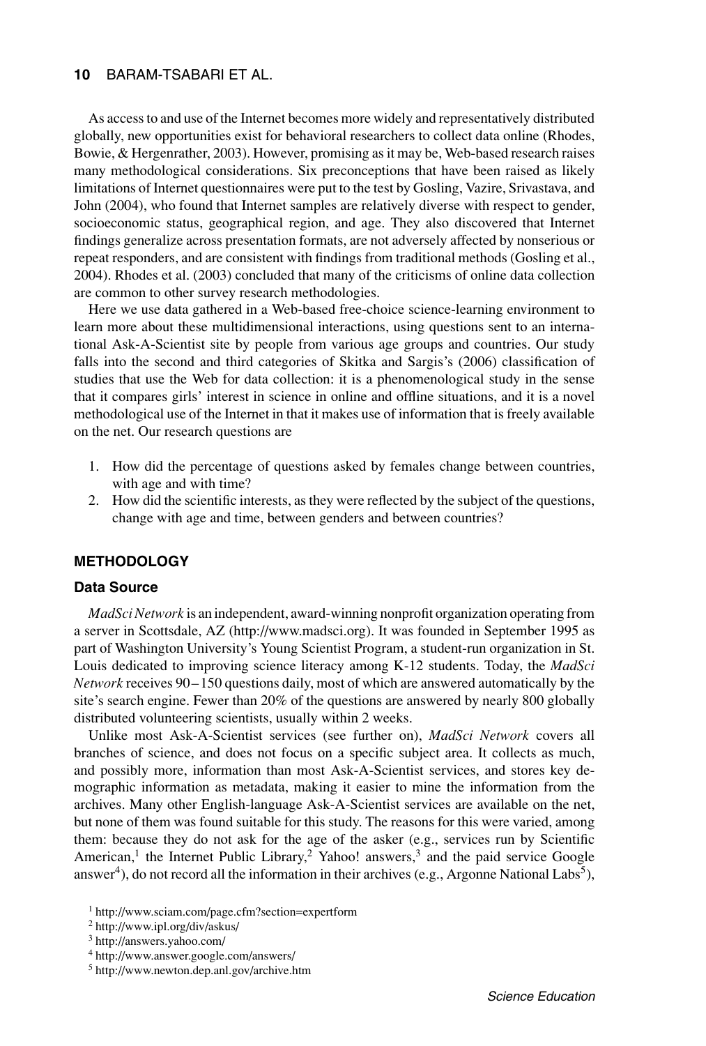As access to and use of the Internet becomes more widely and representatively distributed globally, new opportunities exist for behavioral researchers to collect data online (Rhodes, Bowie, & Hergenrather, 2003). However, promising as it may be, Web-based research raises many methodological considerations. Six preconceptions that have been raised as likely limitations of Internet questionnaires were put to the test by Gosling, Vazire, Srivastava, and John (2004), who found that Internet samples are relatively diverse with respect to gender, socioeconomic status, geographical region, and age. They also discovered that Internet findings generalize across presentation formats, are not adversely affected by nonserious or repeat responders, and are consistent with findings from traditional methods (Gosling et al., 2004). Rhodes et al. (2003) concluded that many of the criticisms of online data collection are common to other survey research methodologies.

Here we use data gathered in a Web-based free-choice science-learning environment to learn more about these multidimensional interactions, using questions sent to an international Ask-A-Scientist site by people from various age groups and countries. Our study falls into the second and third categories of Skitka and Sargis's (2006) classification of studies that use the Web for data collection: it is a phenomenological study in the sense that it compares girls' interest in science in online and offline situations, and it is a novel methodological use of the Internet in that it makes use of information that is freely available on the net. Our research questions are

1. How did the percentage of questions asked by females change between countries, with age and with time?
2. How did the scientific interests, as they were reflected by the subject of the questions, change with age and time, between genders and between countries?

## METHODOLOGY

### Data Source

*MadSci Network* is an independent, award-winning nonprofit organization operating from a server in Scottsdale, AZ (http://www.madsci.org). It was founded in September 1995 as part of Washington University's Young Scientist Program, a student-run organization in St. Louis dedicated to improving science literacy among K-12 students. Today, the *MadSci Network* receives 90–150 questions daily, most of which are answered automatically by the site's search engine. Fewer than 20% of the questions are answered by nearly 800 globally distributed volunteering scientists, usually within 2 weeks.

Unlike most Ask-A-Scientist services (see further on), *MadSci Network* covers all branches of science, and does not focus on a specific subject area. It collects as much, and possibly more, information than most Ask-A-Scientist services, and stores key demographic information as metadata, making it easier to mine the information from the archives. Many other English-language Ask-A-Scientist services are available on the net, but none of them was found suitable for this study. The reasons for this were varied, among them: because they do not ask for the age of the asker (e.g., services run by Scientific American,[1] the Internet Public Library,[2] Yahoo! answers,[3] and the paid service Google answer[4]), do not record all the information in their archives (e.g., Argonne National Labs[5]),

[1] http://www.sciam.com/page.cfm?section=expertform

[2] http://www.ipl.org/div/askus/

[3] http://answers.yahoo.com/

[4] http://www.answer.google.com/answers/

[5] http://www.newton.dep.anl.gov/archive.htm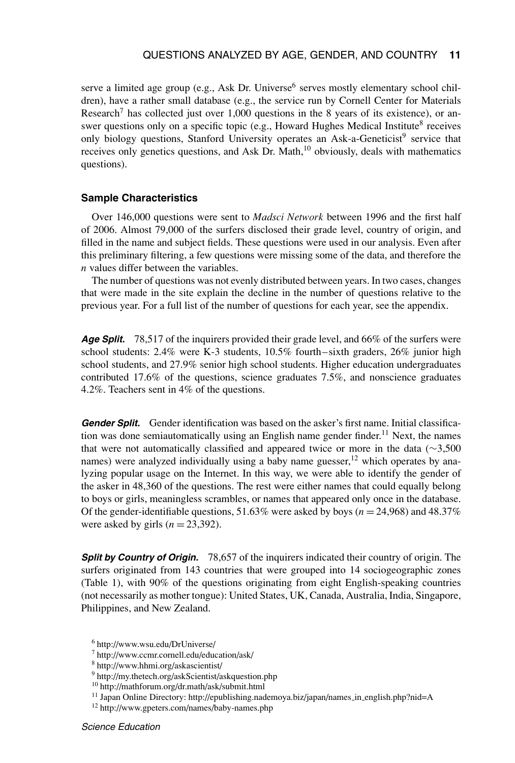serve a limited age group (e.g., Ask Dr. Universe[6] serves mostly elementary school children), have a rather small database (e.g., the service run by Cornell Center for Materials Research[7] has collected just over 1,000 questions in the 8 years of its existence), or answer questions only on a specific topic (e.g., Howard Hughes Medical Institute[8] receives only biology questions, Stanford University operates an Ask-a-Geneticist[9] service that receives only genetics questions, and Ask Dr. Math,[10] obviously, deals with mathematics questions).

### Sample Characteristics

Over 146,000 questions were sent to *Madsci Network* between 1996 and the first half of 2006. Almost 79,000 of the surfers disclosed their grade level, country of origin, and filled in the name and subject fields. These questions were used in our analysis. Even after this preliminary filtering, a few questions were missing some of the data, and therefore the *n* values differ between the variables.

The number of questions was not evenly distributed between years. In two cases, changes that were made in the site explain the decline in the number of questions relative to the previous year. For a full list of the number of questions for each year, see the appendix.

***Age Split.*** 78,517 of the inquirers provided their grade level, and 66% of the surfers were school students: 2.4% were K-3 students, 10.5% fourth–sixth graders, 26% junior high school students, and 27.9% senior high school students. Higher education undergraduates contributed 17.6% of the questions, science graduates 7.5%, and nonscience graduates 4.2%. Teachers sent in 4% of the questions.

***Gender Split.*** Gender identification was based on the asker's first name. Initial classification was done semiautomatically using an English name gender finder.[11] Next, the names that were not automatically classified and appeared twice or more in the data (~3,500 names) were analyzed individually using a baby name guesser,[12] which operates by analyzing popular usage on the Internet. In this way, we were able to identify the gender of the asker in 48,360 of the questions. The rest were either names that could equally belong to boys or girls, meaningless scrambles, or names that appeared only once in the database. Of the gender-identifiable questions, 51.63% were asked by boys ($n = 24{,}968$) and 48.37% were asked by girls ($n = 23{,}392$).

***Split by Country of Origin.*** 78,657 of the inquirers indicated their country of origin. The surfers originated from 143 countries that were grouped into 14 sociogeographic zones (Table 1), with 90% of the questions originating from eight English-speaking countries (not necessarily as mother tongue): United States, UK, Canada, Australia, India, Singapore, Philippines, and New Zealand.

[6] http://www.wsu.edu/DrUniverse/
[7] http://www.ccmr.cornell.edu/education/ask/
[8] http://www.hhmi.org/askascientist/
[9] http://my.thetech.org/askScientist/askquestion.php
[10] http://mathforum.org/dr.math/ask/submit.html
[11] Japan Online Directory: http://epublishing.nademoya.biz/japan/names_in_english.php?nid=A
[12] http://www.gpeters.com/names/baby-names.php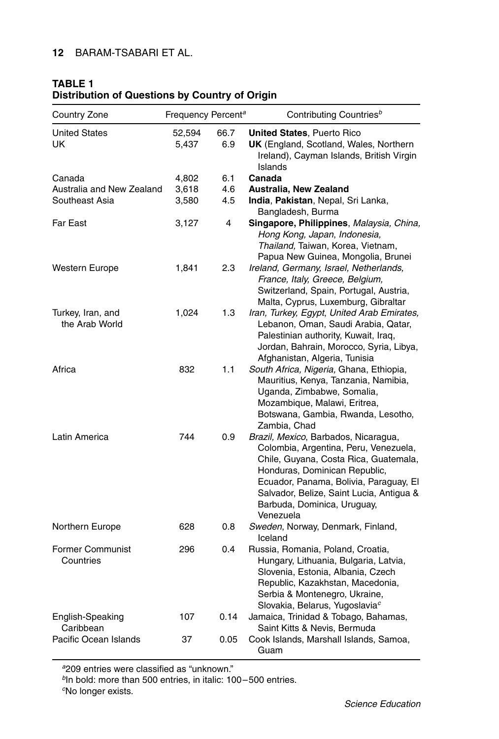**TABLE 1**
**Distribution of Questions by Country of Origin**

| Country Zone | Frequency | Percent[a] | Contributing Countries[b] |
|---|---|---|---|
| United States | 52,594 | 66.7 | **United States**, Puerto Rico |
| UK | 5,437 | 6.9 | **UK** (England, Scotland, Wales, Northern Ireland), Cayman Islands, British Virgin Islands |
| Canada | 4,802 | 6.1 | **Canada** |
| Australia and New Zealand | 3,618 | 4.6 | **Australia, New Zealand** |
| Southeast Asia | 3,580 | 4.5 | **India**, **Pakistan**, Nepal, Sri Lanka, Bangladesh, Burma |
| Far East | 3,127 | 4 | **Singapore, Philippines**, *Malaysia, China, Hong Kong, Japan*, *Indonesia, Thailand,* Taiwan, Korea, Vietnam, Papua New Guinea, Mongolia, Brunei |
| Western Europe | 1,841 | 2.3 | *Ireland, Germany, Israel, Netherlands, France, Italy, Greece, Belgium,* Switzerland, Spain, Portugal, Austria, Malta, Cyprus, Luxemburg, Gibraltar |
| Turkey, Iran, and the Arab World | 1,024 | 1.3 | *Iran, Turkey, Egypt*, *United Arab Emirates,* Lebanon, Oman, Saudi Arabia, Qatar, Palestinian authority, Kuwait, Iraq, Jordan, Bahrain, Morocco, Syria, Libya, Afghanistan, Algeria, Tunisia |
| Africa | 832 | 1.1 | *South Africa, Nigeria,* Ghana, Ethiopia, Mauritius, Kenya, Tanzania, Namibia, Uganda, Zimbabwe, Somalia, Mozambique, Malawi, Eritrea, Botswana, Gambia, Rwanda, Lesotho, Zambia, Chad |
| Latin America | 744 | 0.9 | *Brazil, Mexico*, Barbados, Nicaragua, Colombia, Argentina, Peru, Venezuela, Chile, Guyana, Costa Rica, Guatemala, Honduras, Dominican Republic, Ecuador, Panama, Bolivia, Paraguay, El Salvador, Belize, Saint Lucia, Antigua & Barbuda, Dominica, Uruguay, Venezuela |
| Northern Europe | 628 | 0.8 | *Sweden*, Norway, Denmark, Finland, Iceland |
| Former Communist Countries | 296 | 0.4 | Russia, Romania, Poland, Croatia, Hungary, Lithuania, Bulgaria, Latvia, Slovenia, Estonia, Albania, Czech Republic, Kazakhstan, Macedonia, Serbia & Montenegro, Ukraine, Slovakia, Belarus, Yugoslavia[c] |
| English-Speaking Caribbean | 107 | 0.14 | Jamaica, Trinidad & Tobago, Bahamas, Saint Kitts & Nevis, Bermuda |
| Pacific Ocean Islands | 37 | 0.05 | Cook Islands, Marshall Islands, Samoa, Guam |

[a]209 entries were classified as "unknown."
[b]In bold: more than 500 entries, in italic: 100–500 entries.
[c]No longer exists.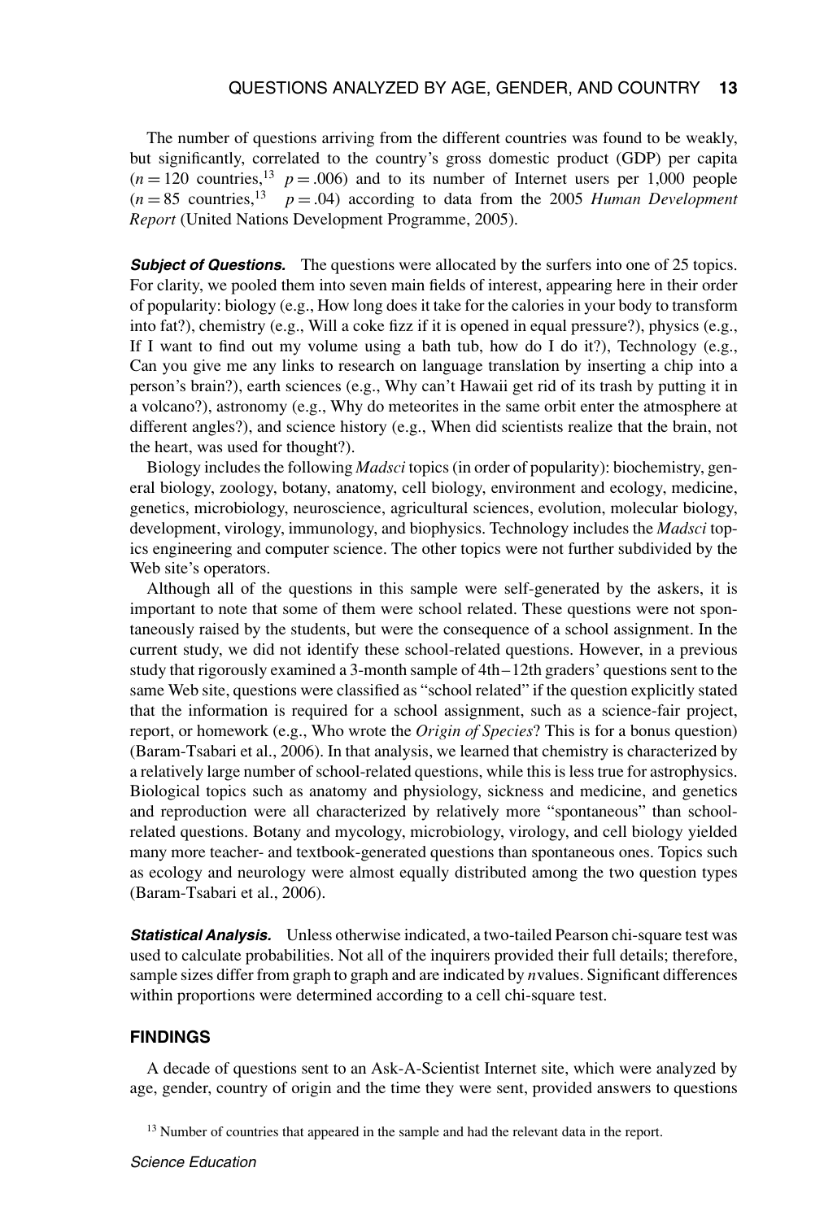The number of questions arriving from the different countries was found to be weakly, but significantly, correlated to the country's gross domestic product (GDP) per capita ($n = 120$ countries,[13] $p = .006$) and to its number of Internet users per 1,000 people ($n = 85$ countries,[13] $p = .04$) according to data from the 2005 *Human Development Report* (United Nations Development Programme, 2005).

***Subject of Questions.*** The questions were allocated by the surfers into one of 25 topics. For clarity, we pooled them into seven main fields of interest, appearing here in their order of popularity: biology (e.g., How long does it take for the calories in your body to transform into fat?), chemistry (e.g., Will a coke fizz if it is opened in equal pressure?), physics (e.g., If I want to find out my volume using a bath tub, how do I do it?), Technology (e.g., Can you give me any links to research on language translation by inserting a chip into a person's brain?), earth sciences (e.g., Why can't Hawaii get rid of its trash by putting it in a volcano?), astronomy (e.g., Why do meteorites in the same orbit enter the atmosphere at different angles?), and science history (e.g., When did scientists realize that the brain, not the heart, was used for thought?).

Biology includes the following *Madsci* topics (in order of popularity): biochemistry, general biology, zoology, botany, anatomy, cell biology, environment and ecology, medicine, genetics, microbiology, neuroscience, agricultural sciences, evolution, molecular biology, development, virology, immunology, and biophysics. Technology includes the *Madsci* topics engineering and computer science. The other topics were not further subdivided by the Web site's operators.

Although all of the questions in this sample were self-generated by the askers, it is important to note that some of them were school related. These questions were not spontaneously raised by the students, but were the consequence of a school assignment. In the current study, we did not identify these school-related questions. However, in a previous study that rigorously examined a 3-month sample of 4th–12th graders' questions sent to the same Web site, questions were classified as "school related" if the question explicitly stated that the information is required for a school assignment, such as a science-fair project, report, or homework (e.g., Who wrote the *Origin of Species*? This is for a bonus question) (Baram-Tsabari et al., 2006). In that analysis, we learned that chemistry is characterized by a relatively large number of school-related questions, while this is less true for astrophysics. Biological topics such as anatomy and physiology, sickness and medicine, and genetics and reproduction were all characterized by relatively more "spontaneous" than school-related questions. Botany and mycology, microbiology, virology, and cell biology yielded many more teacher- and textbook-generated questions than spontaneous ones. Topics such as ecology and neurology were almost equally distributed among the two question types (Baram-Tsabari et al., 2006).

***Statistical Analysis.*** Unless otherwise indicated, a two-tailed Pearson chi-square test was used to calculate probabilities. Not all of the inquirers provided their full details; therefore, sample sizes differ from graph to graph and are indicated by *n* values. Significant differences within proportions were determined according to a cell chi-square test.

## FINDINGS

A decade of questions sent to an Ask-A-Scientist Internet site, which were analyzed by age, gender, country of origin and the time they were sent, provided answers to questions

[13] Number of countries that appeared in the sample and had the relevant data in the report.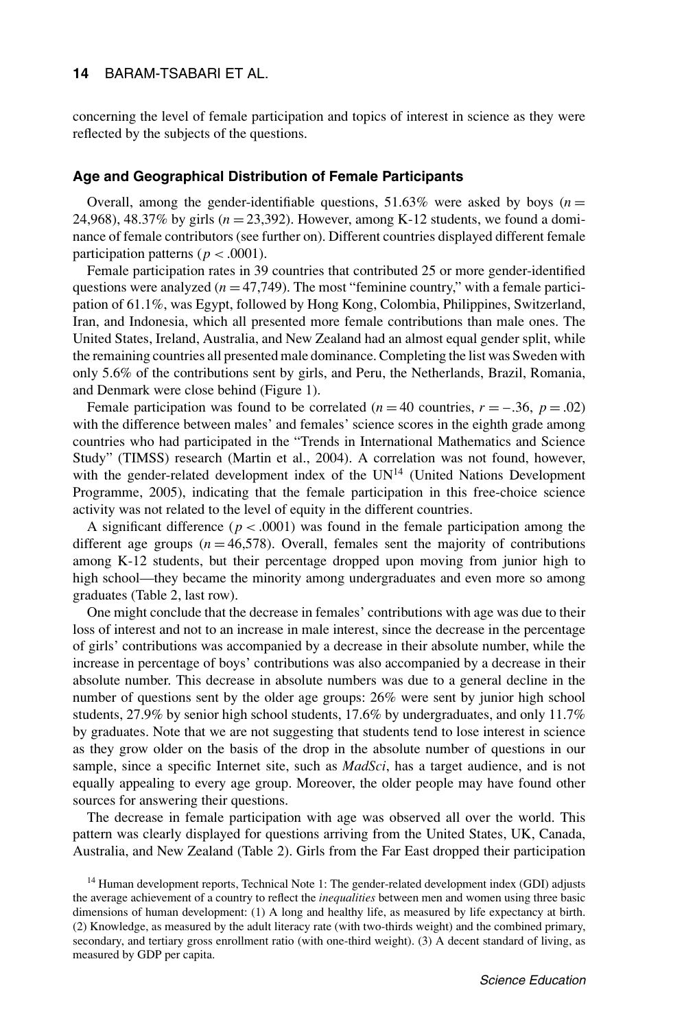concerning the level of female participation and topics of interest in science as they were reflected by the subjects of the questions.

### Age and Geographical Distribution of Female Participants

Overall, among the gender-identifiable questions, 51.63% were asked by boys ($n = 24{,}968$), 48.37% by girls ($n = 23{,}392$). However, among K-12 students, we found a dominance of female contributors (see further on). Different countries displayed different female participation patterns ($p < .0001$).

Female participation rates in 39 countries that contributed 25 or more gender-identified questions were analyzed ($n = 47{,}749$). The most "feminine country," with a female participation of 61.1%, was Egypt, followed by Hong Kong, Colombia, Philippines, Switzerland, Iran, and Indonesia, which all presented more female contributions than male ones. The United States, Ireland, Australia, and New Zealand had an almost equal gender split, while the remaining countries all presented male dominance. Completing the list was Sweden with only 5.6% of the contributions sent by girls, and Peru, the Netherlands, Brazil, Romania, and Denmark were close behind (Figure 1).

Female participation was found to be correlated ($n = 40$ countries, $r = -.36$, $p = .02$) with the difference between males' and females' science scores in the eighth grade among countries who had participated in the "Trends in International Mathematics and Science Study" (TIMSS) research (Martin et al., 2004). A correlation was not found, however, with the gender-related development index of the UN[14] (United Nations Development Programme, 2005), indicating that the female participation in this free-choice science activity was not related to the level of equity in the different countries.

A significant difference ($p < .0001$) was found in the female participation among the different age groups ($n = 46{,}578$). Overall, females sent the majority of contributions among K-12 students, but their percentage dropped upon moving from junior high to high school—they became the minority among undergraduates and even more so among graduates (Table 2, last row).

One might conclude that the decrease in females' contributions with age was due to their loss of interest and not to an increase in male interest, since the decrease in the percentage of girls' contributions was accompanied by a decrease in their absolute number, while the increase in percentage of boys' contributions was also accompanied by a decrease in their absolute number. This decrease in absolute numbers was due to a general decline in the number of questions sent by the older age groups: 26% were sent by junior high school students, 27.9% by senior high school students, 17.6% by undergraduates, and only 11.7% by graduates. Note that we are not suggesting that students tend to lose interest in science as they grow older on the basis of the drop in the absolute number of questions in our sample, since a specific Internet site, such as *MadSci*, has a target audience, and is not equally appealing to every age group. Moreover, the older people may have found other sources for answering their questions.

The decrease in female participation with age was observed all over the world. This pattern was clearly displayed for questions arriving from the United States, UK, Canada, Australia, and New Zealand (Table 2). Girls from the Far East dropped their participation

[14] Human development reports, Technical Note 1: The gender-related development index (GDI) adjusts the average achievement of a country to reflect the *inequalities* between men and women using three basic dimensions of human development: (1) A long and healthy life, as measured by life expectancy at birth. (2) Knowledge, as measured by the adult literacy rate (with two-thirds weight) and the combined primary, secondary, and tertiary gross enrollment ratio (with one-third weight). (3) A decent standard of living, as measured by GDP per capita.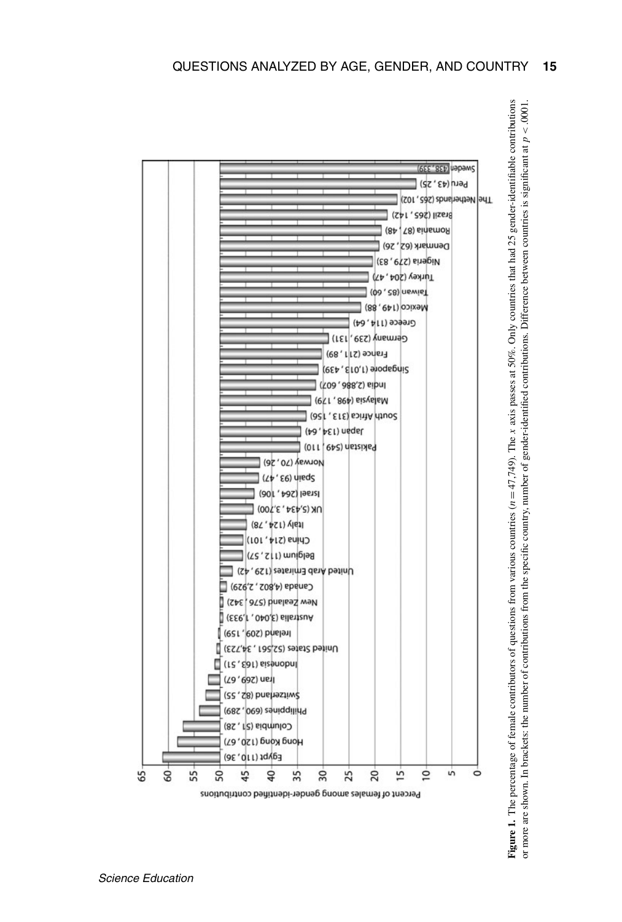| Country (n female, n male) | Percent of females among gender-identified contributions |
|---|---|
| Egypt (110, 36) | |
| Hong Kong (120, 67) | |
| Columbia (51, 28) | |
| Philippines (690, 289) | |
| Switzerland (82, 55) | |
| Iran (269, 67) | |
| Indonesia (163, 51) | |
| United States (52,561, 34,723) | |
| Ireland (209, 159) | |
| Australia (3,040, 1,933) | |
| New Zealand (576, 342) | |
| Canada (4,802, 2,929) | |
| United Arab Emirates (129, 42) | |
| Belgium (112, 57) | |
| China (214, 101) | |
| Italy (124, 78) | |
| UK (5,434, 3,700) | |
| Israel (264, 106) | |
| Spain (93, 47) | |
| Norway (70, 26) | |
| Pakistan (549, 110) | |
| Japan (134, 64) | |
| South Africa (313, 156) | |
| Malaysia (498, 179) | |
| India (2,886, 607) | |
| Singapore (1,013, 439) | |
| France (211, 89) | |
| Germany (239, 131) | |
| Greece (114, 64) | |
| Mexico (149, 88) | |
| Taiwan (85, 60) | |
| Turkey (204, 47) | |
| Nigeria (279, 83) | |
| Denmark (62, 26) | |
| Romania (87, 48) | |
| Brazil (265, 142) | |
| The Netherlands (265, 102) | |
| Peru (43, 25) | |
| Sweden (438, 339) | |

**Figure 1.** The percentage of female contributors of questions from various countries ($n = 47{,}749$). The $x$ axis passes at 50%. Only countries that had 25 gender-identifiable contributions or more are shown. In brackets: the number of contributions from the specific country, number of gender-identified contributions. Difference between countries is significant at $p < .0001$.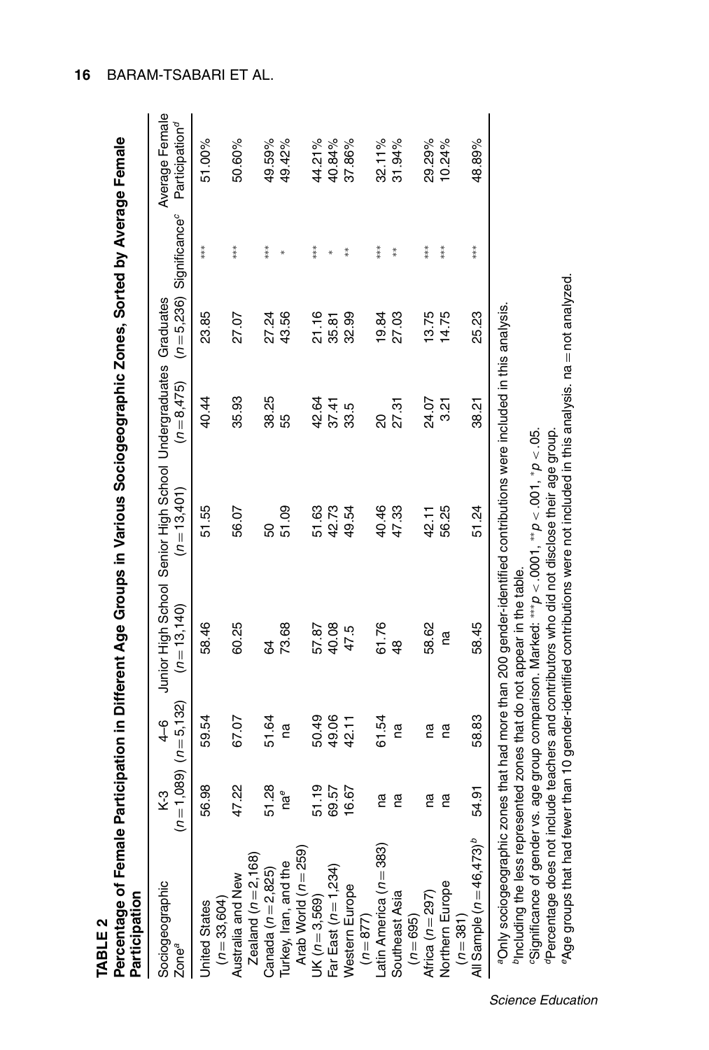**TABLE 2**

**Percentage of Female Participation in Different Age Groups in Various Sociogeographic Zones, Sorted by Average Female Participation**

| Sociogeographic Zone[a] | K-3 ($n = 1{,}089$) | 4–6 ($n = 5{,}132$) | Junior High School ($n = 13{,}140$) | Senior High School ($n = 13{,}401$) | Undergraduates ($n = 8{,}475$) | Graduates ($n = 5{,}236$) | Significance[c] | Average Female Participation[d] |
|---|---|---|---|---|---|---|---|---|
| United States ($n = 33{,}604$) | 56.98 | 59.54 | 58.46 | 51.55 | 40.44 | 23.85 | *** | 51.00% |
| Australia and New Zealand ($n = 2{,}168$) | 47.22 | 67.07 | 60.25 | 56.07 | 35.93 | 27.07 | *** | 50.60% |
| Canada ($n = 2{,}825$) | 51.28 | 51.64 | 64 | 50 | 38.25 | 27.24 | *** | 49.59% |
| Turkey, Iran, and the Arab World ($n = 259$) | na[e] | na | 73.68 | 51.09 | 55 | 43.56 | * | 49.42% |
| UK ($n = 3{,}569$) | 51.19 | 50.49 | 57.87 | 51.63 | 42.64 | 21.16 | *** | 44.21% |
| Far East ($n = 1{,}234$) | 69.57 | 49.06 | 40.08 | 42.73 | 37.41 | 35.81 | * | 40.84% |
| Western Europe ($n = 877$) | 16.67 | 42.11 | 47.5 | 49.54 | 33.5 | 32.99 | ** | 37.86% |
| Latin America ($n = 383$) | na | 61.54 | 61.76 | 40.46 | 20 | 19.84 | *** | 32.11% |
| Southeast Asia ($n = 695$) | na | na | 48 | 47.33 | 27.31 | 27.03 | ** | 31.94% |
| Africa ($n = 297$) | na | na | 58.62 | 42.11 | 24.07 | 13.75 | *** | 29.29% |
| Northern Europe ($n = 381$) | na | na | na | 56.25 | 3.21 | 14.75 | *** | 10.24% |
| All Sample ($n = 46{,}473$)[b] | 54.91 | 58.83 | 58.45 | 51.24 | 38.21 | 25.23 | *** | 48.89% |

[a]Only sociogeographic zones that had more than 200 gender-identified contributions were included in this analysis.
[b]Including the less represented zones that do not appear in the table.
[c]Significance of gender vs. age group comparison. Marked: ***$p < .0001$, **$p < .001$, *$p < .05$.
[d]Percentage does not include teachers and contributors who did not disclose their age group.
[e]Age groups that had fewer than 10 gender-identified contributions were not included in this analysis. na = not analyzed.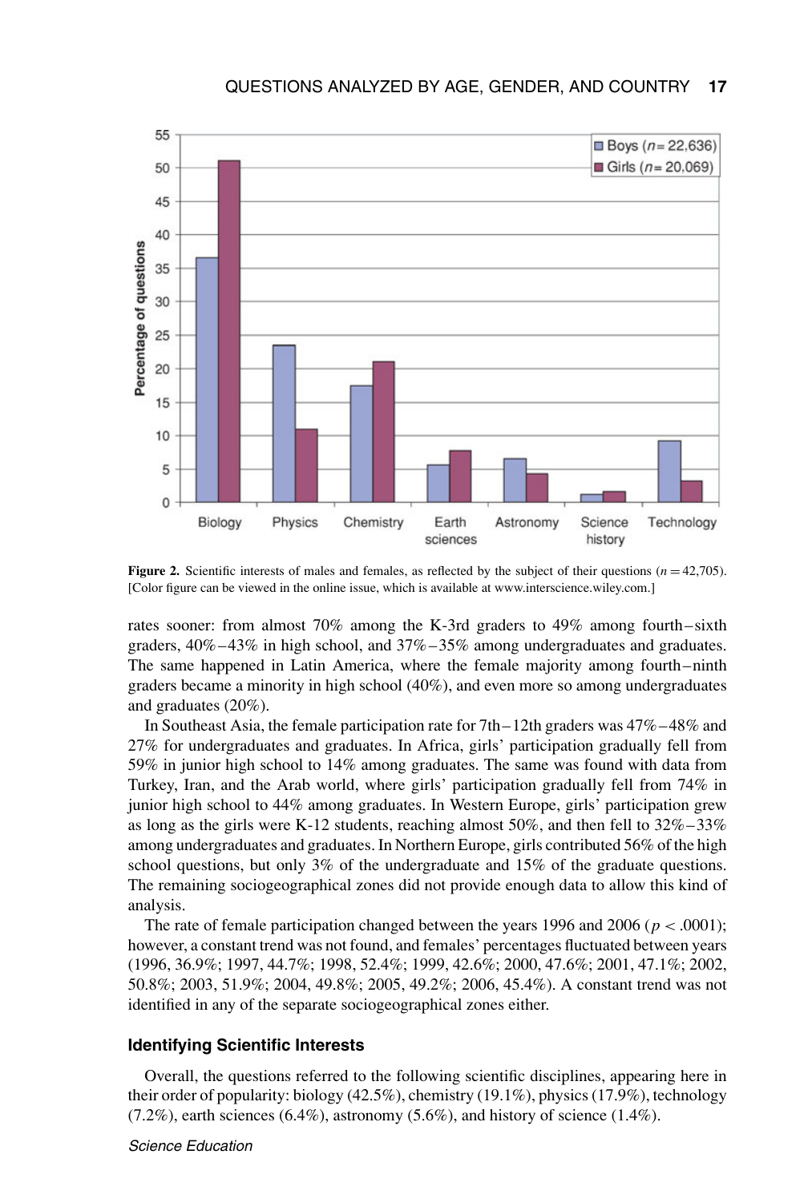**Figure 2.** Scientific interests of males and females, as reflected by the subject of their questions ($n = 42{,}705$). [Color figure can be viewed in the online issue, which is available at www.interscience.wiley.com.]

rates sooner: from almost 70% among the K-3rd graders to 49% among fourth–sixth graders, 40%–43% in high school, and 37%–35% among undergraduates and graduates. The same happened in Latin America, where the female majority among fourth–ninth graders became a minority in high school (40%), and even more so among undergraduates and graduates (20%).

In Southeast Asia, the female participation rate for 7th–12th graders was 47%–48% and 27% for undergraduates and graduates. In Africa, girls' participation gradually fell from 59% in junior high school to 14% among graduates. The same was found with data from Turkey, Iran, and the Arab world, where girls' participation gradually fell from 74% in junior high school to 44% among graduates. In Western Europe, girls' participation grew as long as the girls were K-12 students, reaching almost 50%, and then fell to 32%–33% among undergraduates and graduates. In Northern Europe, girls contributed 56% of the high school questions, but only 3% of the undergraduate and 15% of the graduate questions. The remaining sociogeographical zones did not provide enough data to allow this kind of analysis.

The rate of female participation changed between the years 1996 and 2006 ($p < .0001$); however, a constant trend was not found, and females' percentages fluctuated between years (1996, 36.9%; 1997, 44.7%; 1998, 52.4%; 1999, 42.6%; 2000, 47.6%; 2001, 47.1%; 2002, 50.8%; 2003, 51.9%; 2004, 49.8%; 2005, 49.2%; 2006, 45.4%). A constant trend was not identified in any of the separate sociogeographical zones either.

### Identifying Scientific Interests

Overall, the questions referred to the following scientific disciplines, appearing here in their order of popularity: biology (42.5%), chemistry (19.1%), physics (17.9%), technology (7.2%), earth sciences (6.4%), astronomy (5.6%), and history of science (1.4%).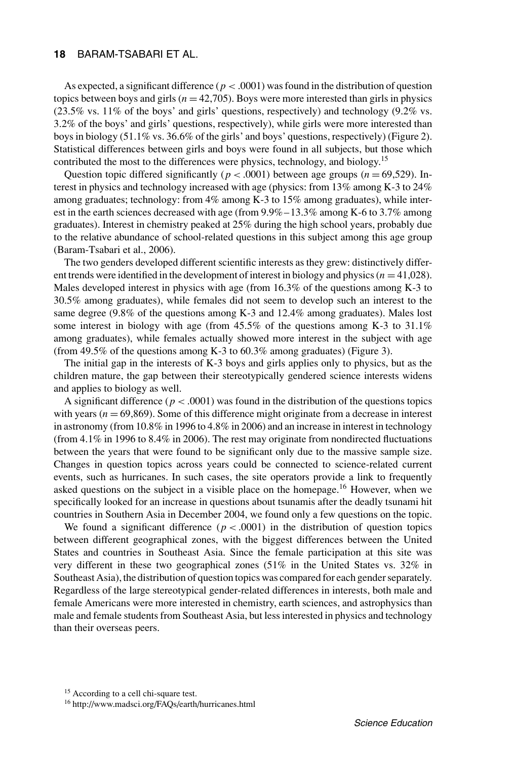As expected, a significant difference ($p < .0001$) was found in the distribution of question topics between boys and girls ($n = 42{,}705$). Boys were more interested than girls in physics (23.5% vs. 11% of the boys' and girls' questions, respectively) and technology (9.2% vs. 3.2% of the boys' and girls' questions, respectively), while girls were more interested than boys in biology (51.1% vs. 36.6% of the girls' and boys' questions, respectively) (Figure 2). Statistical differences between girls and boys were found in all subjects, but those which contributed the most to the differences were physics, technology, and biology.[15]

Question topic differed significantly ($p < .0001$) between age groups ($n = 69{,}529$). Interest in physics and technology increased with age (physics: from 13% among K-3 to 24% among graduates; technology: from 4% among K-3 to 15% among graduates), while interest in the earth sciences decreased with age (from 9.9%–13.3% among K-6 to 3.7% among graduates). Interest in chemistry peaked at 25% during the high school years, probably due to the relative abundance of school-related questions in this subject among this age group (Baram-Tsabari et al., 2006).

The two genders developed different scientific interests as they grew: distinctively different trends were identified in the development of interest in biology and physics ($n = 41{,}028$). Males developed interest in physics with age (from 16.3% of the questions among K-3 to 30.5% among graduates), while females did not seem to develop such an interest to the same degree (9.8% of the questions among K-3 and 12.4% among graduates). Males lost some interest in biology with age (from 45.5% of the questions among K-3 to 31.1% among graduates), while females actually showed more interest in the subject with age (from 49.5% of the questions among K-3 to 60.3% among graduates) (Figure 3).

The initial gap in the interests of K-3 boys and girls applies only to physics, but as the children mature, the gap between their stereotypically gendered science interests widens and applies to biology as well.

A significant difference ($p < .0001$) was found in the distribution of the questions topics with years ($n = 69{,}869$). Some of this difference might originate from a decrease in interest in astronomy (from 10.8% in 1996 to 4.8% in 2006) and an increase in interest in technology (from 4.1% in 1996 to 8.4% in 2006). The rest may originate from nondirected fluctuations between the years that were found to be significant only due to the massive sample size. Changes in question topics across years could be connected to science-related current events, such as hurricanes. In such cases, the site operators provide a link to frequently asked questions on the subject in a visible place on the homepage.[16] However, when we specifically looked for an increase in questions about tsunamis after the deadly tsunami hit countries in Southern Asia in December 2004, we found only a few questions on the topic.

We found a significant difference ($p < .0001$) in the distribution of question topics between different geographical zones, with the biggest differences between the United States and countries in Southeast Asia. Since the female participation at this site was very different in these two geographical zones (51% in the United States vs. 32% in Southeast Asia), the distribution of question topics was compared for each gender separately. Regardless of the large stereotypical gender-related differences in interests, both male and female Americans were more interested in chemistry, earth sciences, and astrophysics than male and female students from Southeast Asia, but less interested in physics and technology than their overseas peers.

[15] According to a cell chi-square test.

[16] http://www.madsci.org/FAQs/earth/hurricanes.html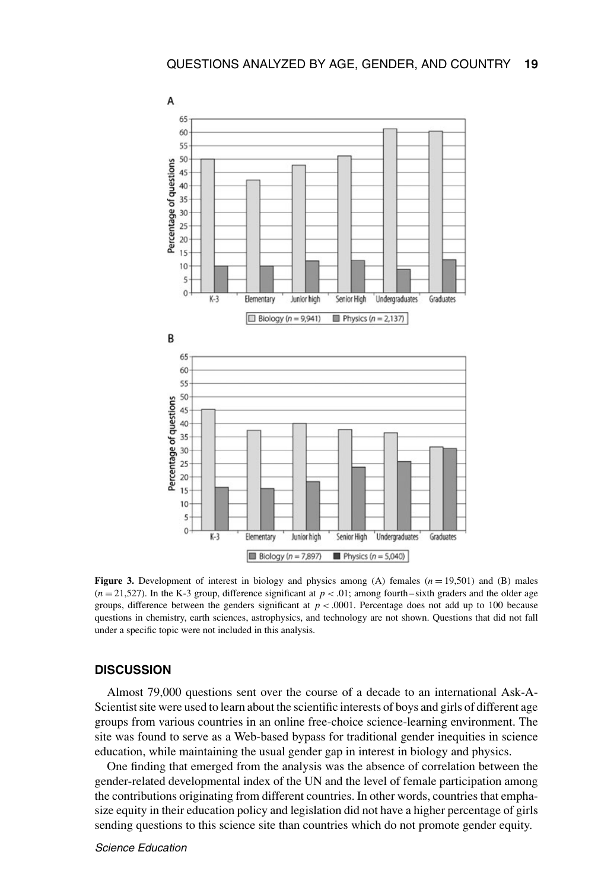**Figure 3.** Development of interest in biology and physics among (A) females ($n = 19{,}501$) and (B) males ($n = 21{,}527$). In the K-3 group, difference significant at $p < .01$; among fourth–sixth graders and the older age groups, difference between the genders significant at $p < .0001$. Percentage does not add up to 100 because questions in chemistry, earth sciences, astrophysics, and technology are not shown. Questions that did not fall under a specific topic were not included in this analysis.

## DISCUSSION

Almost 79,000 questions sent over the course of a decade to an international Ask-A-Scientist site were used to learn about the scientific interests of boys and girls of different age groups from various countries in an online free-choice science-learning environment. The site was found to serve as a Web-based bypass for traditional gender inequities in science education, while maintaining the usual gender gap in interest in biology and physics.

One finding that emerged from the analysis was the absence of correlation between the gender-related developmental index of the UN and the level of female participation among the contributions originating from different countries. In other words, countries that emphasize equity in their education policy and legislation did not have a higher percentage of girls sending questions to this science site than countries which do not promote gender equity.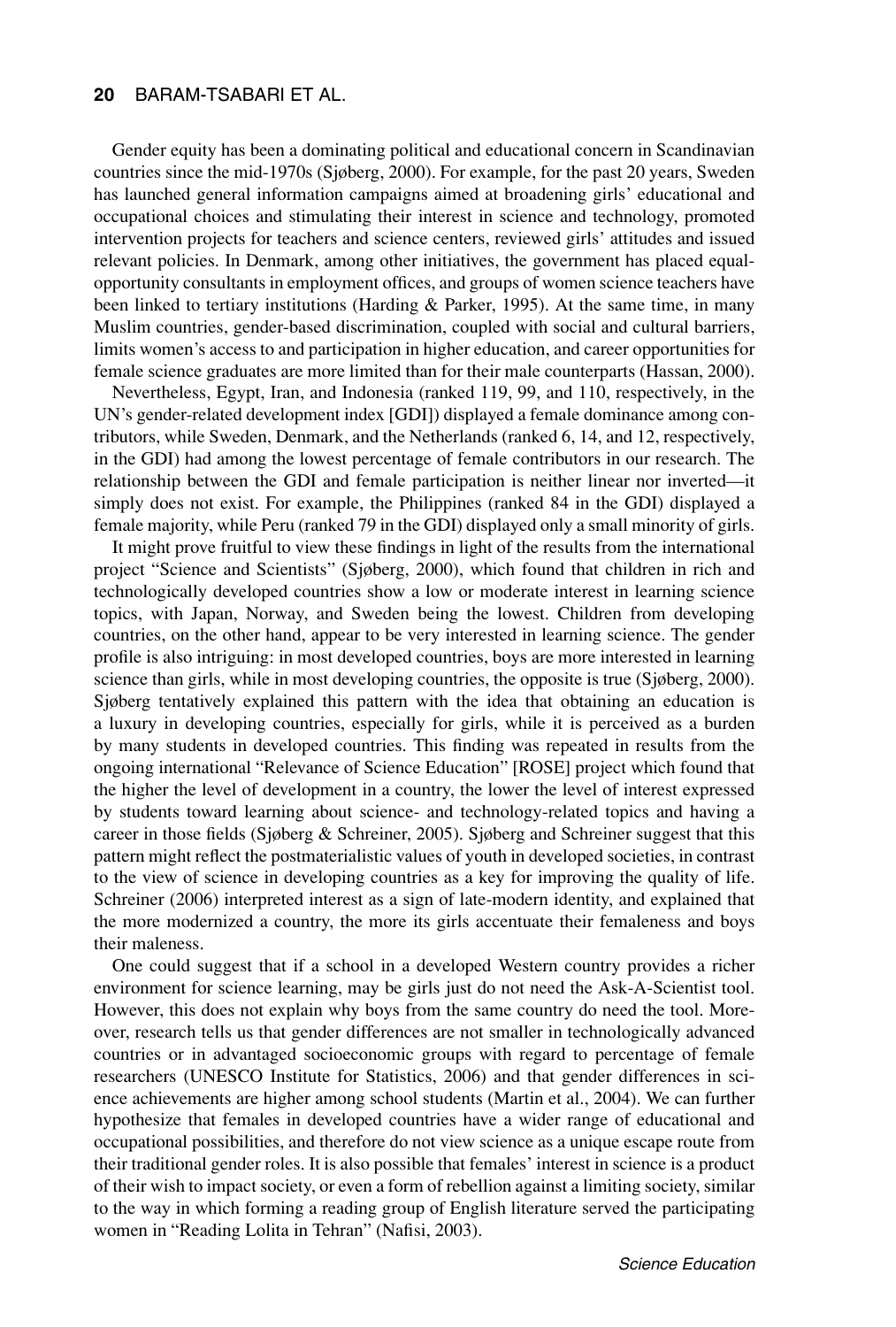Gender equity has been a dominating political and educational concern in Scandinavian countries since the mid-1970s (Sjøberg, 2000). For example, for the past 20 years, Sweden has launched general information campaigns aimed at broadening girls' educational and occupational choices and stimulating their interest in science and technology, promoted intervention projects for teachers and science centers, reviewed girls' attitudes and issued relevant policies. In Denmark, among other initiatives, the government has placed equal-opportunity consultants in employment offices, and groups of women science teachers have been linked to tertiary institutions (Harding & Parker, 1995). At the same time, in many Muslim countries, gender-based discrimination, coupled with social and cultural barriers, limits women's access to and participation in higher education, and career opportunities for female science graduates are more limited than for their male counterparts (Hassan, 2000).

Nevertheless, Egypt, Iran, and Indonesia (ranked 119, 99, and 110, respectively, in the UN's gender-related development index [GDI]) displayed a female dominance among contributors, while Sweden, Denmark, and the Netherlands (ranked 6, 14, and 12, respectively, in the GDI) had among the lowest percentage of female contributors in our research. The relationship between the GDI and female participation is neither linear nor inverted—it simply does not exist. For example, the Philippines (ranked 84 in the GDI) displayed a female majority, while Peru (ranked 79 in the GDI) displayed only a small minority of girls.

It might prove fruitful to view these findings in light of the results from the international project "Science and Scientists" (Sjøberg, 2000), which found that children in rich and technologically developed countries show a low or moderate interest in learning science topics, with Japan, Norway, and Sweden being the lowest. Children from developing countries, on the other hand, appear to be very interested in learning science. The gender profile is also intriguing: in most developed countries, boys are more interested in learning science than girls, while in most developing countries, the opposite is true (Sjøberg, 2000). Sjøberg tentatively explained this pattern with the idea that obtaining an education is a luxury in developing countries, especially for girls, while it is perceived as a burden by many students in developed countries. This finding was repeated in results from the ongoing international "Relevance of Science Education" [ROSE] project which found that the higher the level of development in a country, the lower the level of interest expressed by students toward learning about science- and technology-related topics and having a career in those fields (Sjøberg & Schreiner, 2005). Sjøberg and Schreiner suggest that this pattern might reflect the postmaterialistic values of youth in developed societies, in contrast to the view of science in developing countries as a key for improving the quality of life. Schreiner (2006) interpreted interest as a sign of late-modern identity, and explained that the more modernized a country, the more its girls accentuate their femaleness and boys their maleness.

One could suggest that if a school in a developed Western country provides a richer environment for science learning, may be girls just do not need the Ask-A-Scientist tool. However, this does not explain why boys from the same country do need the tool. Moreover, research tells us that gender differences are not smaller in technologically advanced countries or in advantaged socioeconomic groups with regard to percentage of female researchers (UNESCO Institute for Statistics, 2006) and that gender differences in science achievements are higher among school students (Martin et al., 2004). We can further hypothesize that females in developed countries have a wider range of educational and occupational possibilities, and therefore do not view science as a unique escape route from their traditional gender roles. It is also possible that females' interest in science is a product of their wish to impact society, or even a form of rebellion against a limiting society, similar to the way in which forming a reading group of English literature served the participating women in "Reading Lolita in Tehran" (Nafisi, 2003).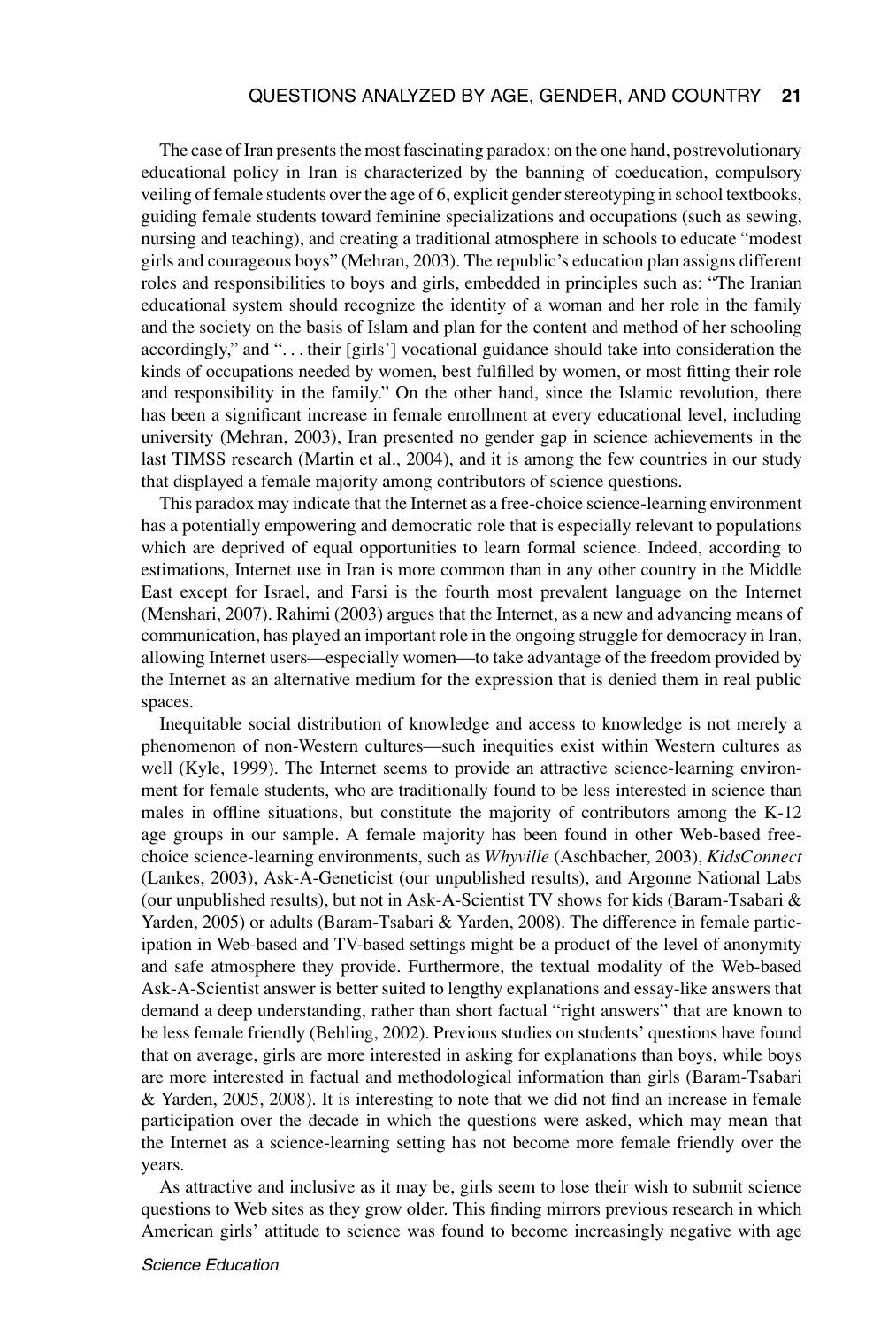The case of Iran presents the most fascinating paradox: on the one hand, postrevolutionary educational policy in Iran is characterized by the banning of coeducation, compulsory veiling of female students over the age of 6, explicit gender stereotyping in school textbooks, guiding female students toward feminine specializations and occupations (such as sewing, nursing and teaching), and creating a traditional atmosphere in schools to educate "modest girls and courageous boys" (Mehran, 2003). The republic's education plan assigns different roles and responsibilities to boys and girls, embedded in principles such as: "The Iranian educational system should recognize the identity of a woman and her role in the family and the society on the basis of Islam and plan for the content and method of her schooling accordingly," and ". . . their [girls'] vocational guidance should take into consideration the kinds of occupations needed by women, best fulfilled by women, or most fitting their role and responsibility in the family." On the other hand, since the Islamic revolution, there has been a significant increase in female enrollment at every educational level, including university (Mehran, 2003), Iran presented no gender gap in science achievements in the last TIMSS research (Martin et al., 2004), and it is among the few countries in our study that displayed a female majority among contributors of science questions.

This paradox may indicate that the Internet as a free-choice science-learning environment has a potentially empowering and democratic role that is especially relevant to populations which are deprived of equal opportunities to learn formal science. Indeed, according to estimations, Internet use in Iran is more common than in any other country in the Middle East except for Israel, and Farsi is the fourth most prevalent language on the Internet (Menshari, 2007). Rahimi (2003) argues that the Internet, as a new and advancing means of communication, has played an important role in the ongoing struggle for democracy in Iran, allowing Internet users—especially women—to take advantage of the freedom provided by the Internet as an alternative medium for the expression that is denied them in real public spaces.

Inequitable social distribution of knowledge and access to knowledge is not merely a phenomenon of non-Western cultures—such inequities exist within Western cultures as well (Kyle, 1999). The Internet seems to provide an attractive science-learning environment for female students, who are traditionally found to be less interested in science than males in offline situations, but constitute the majority of contributors among the K-12 age groups in our sample. A female majority has been found in other Web-based free-choice science-learning environments, such as *Whyville* (Aschbacher, 2003), *KidsConnect* (Lankes, 2003), Ask-A-Geneticist (our unpublished results), and Argonne National Labs (our unpublished results), but not in Ask-A-Scientist TV shows for kids (Baram-Tsabari & Yarden, 2005) or adults (Baram-Tsabari & Yarden, 2008). The difference in female participation in Web-based and TV-based settings might be a product of the level of anonymity and safe atmosphere they provide. Furthermore, the textual modality of the Web-based Ask-A-Scientist answer is better suited to lengthy explanations and essay-like answers that demand a deep understanding, rather than short factual "right answers" that are known to be less female friendly (Behling, 2002). Previous studies on students' questions have found that on average, girls are more interested in asking for explanations than boys, while boys are more interested in factual and methodological information than girls (Baram-Tsabari & Yarden, 2005, 2008). It is interesting to note that we did not find an increase in female participation over the decade in which the questions were asked, which may mean that the Internet as a science-learning setting has not become more female friendly over the years.

As attractive and inclusive as it may be, girls seem to lose their wish to submit science questions to Web sites as they grow older. This finding mirrors previous research in which American girls' attitude to science was found to become increasingly negative with age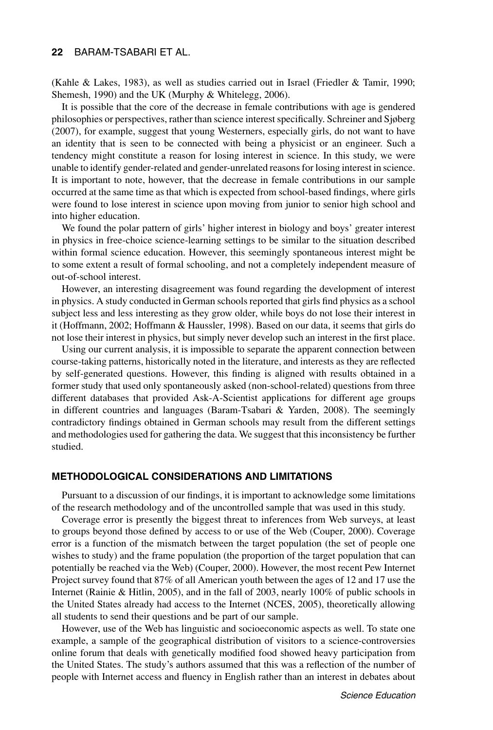(Kahle & Lakes, 1983), as well as studies carried out in Israel (Friedler & Tamir, 1990; Shemesh, 1990) and the UK (Murphy & Whitelegg, 2006).

It is possible that the core of the decrease in female contributions with age is gendered philosophies or perspectives, rather than science interest specifically. Schreiner and Sjøberg (2007), for example, suggest that young Westerners, especially girls, do not want to have an identity that is seen to be connected with being a physicist or an engineer. Such a tendency might constitute a reason for losing interest in science. In this study, we were unable to identify gender-related and gender-unrelated reasons for losing interest in science. It is important to note, however, that the decrease in female contributions in our sample occurred at the same time as that which is expected from school-based findings, where girls were found to lose interest in science upon moving from junior to senior high school and into higher education.

We found the polar pattern of girls' higher interest in biology and boys' greater interest in physics in free-choice science-learning settings to be similar to the situation described within formal science education. However, this seemingly spontaneous interest might be to some extent a result of formal schooling, and not a completely independent measure of out-of-school interest.

However, an interesting disagreement was found regarding the development of interest in physics. A study conducted in German schools reported that girls find physics as a school subject less and less interesting as they grow older, while boys do not lose their interest in it (Hoffmann, 2002; Hoffmann & Haussler, 1998). Based on our data, it seems that girls do not lose their interest in physics, but simply never develop such an interest in the first place.

Using our current analysis, it is impossible to separate the apparent connection between course-taking patterns, historically noted in the literature, and interests as they are reflected by self-generated questions. However, this finding is aligned with results obtained in a former study that used only spontaneously asked (non-school-related) questions from three different databases that provided Ask-A-Scientist applications for different age groups in different countries and languages (Baram-Tsabari & Yarden, 2008). The seemingly contradictory findings obtained in German schools may result from the different settings and methodologies used for gathering the data. We suggest that this inconsistency be further studied.

## METHODOLOGICAL CONSIDERATIONS AND LIMITATIONS

Pursuant to a discussion of our findings, it is important to acknowledge some limitations of the research methodology and of the uncontrolled sample that was used in this study.

Coverage error is presently the biggest threat to inferences from Web surveys, at least to groups beyond those defined by access to or use of the Web (Couper, 2000). Coverage error is a function of the mismatch between the target population (the set of people one wishes to study) and the frame population (the proportion of the target population that can potentially be reached via the Web) (Couper, 2000). However, the most recent Pew Internet Project survey found that 87% of all American youth between the ages of 12 and 17 use the Internet (Rainie & Hitlin, 2005), and in the fall of 2003, nearly 100% of public schools in the United States already had access to the Internet (NCES, 2005), theoretically allowing all students to send their questions and be part of our sample.

However, use of the Web has linguistic and socioeconomic aspects as well. To state one example, a sample of the geographical distribution of visitors to a science-controversies online forum that deals with genetically modified food showed heavy participation from the United States. The study's authors assumed that this was a reflection of the number of people with Internet access and fluency in English rather than an interest in debates about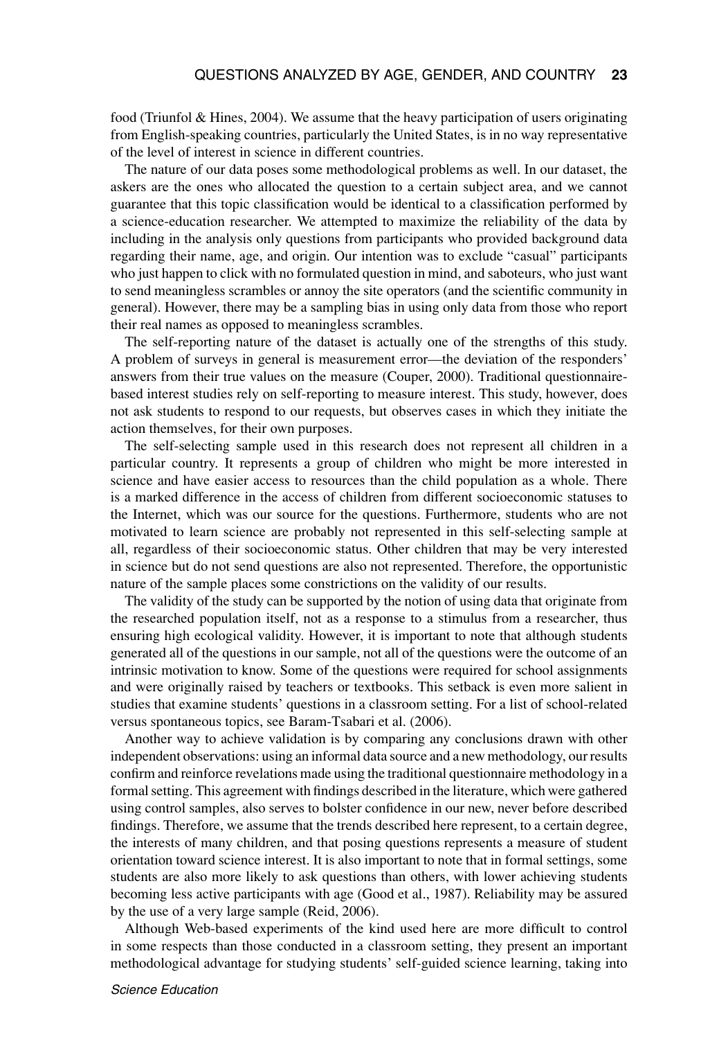food (Triunfol & Hines, 2004). We assume that the heavy participation of users originating from English-speaking countries, particularly the United States, is in no way representative of the level of interest in science in different countries.

The nature of our data poses some methodological problems as well. In our dataset, the askers are the ones who allocated the question to a certain subject area, and we cannot guarantee that this topic classification would be identical to a classification performed by a science-education researcher. We attempted to maximize the reliability of the data by including in the analysis only questions from participants who provided background data regarding their name, age, and origin. Our intention was to exclude "casual" participants who just happen to click with no formulated question in mind, and saboteurs, who just want to send meaningless scrambles or annoy the site operators (and the scientific community in general). However, there may be a sampling bias in using only data from those who report their real names as opposed to meaningless scrambles.

The self-reporting nature of the dataset is actually one of the strengths of this study. A problem of surveys in general is measurement error—the deviation of the responders' answers from their true values on the measure (Couper, 2000). Traditional questionnaire-based interest studies rely on self-reporting to measure interest. This study, however, does not ask students to respond to our requests, but observes cases in which they initiate the action themselves, for their own purposes.

The self-selecting sample used in this research does not represent all children in a particular country. It represents a group of children who might be more interested in science and have easier access to resources than the child population as a whole. There is a marked difference in the access of children from different socioeconomic statuses to the Internet, which was our source for the questions. Furthermore, students who are not motivated to learn science are probably not represented in this self-selecting sample at all, regardless of their socioeconomic status. Other children that may be very interested in science but do not send questions are also not represented. Therefore, the opportunistic nature of the sample places some constrictions on the validity of our results.

The validity of the study can be supported by the notion of using data that originate from the researched population itself, not as a response to a stimulus from a researcher, thus ensuring high ecological validity. However, it is important to note that although students generated all of the questions in our sample, not all of the questions were the outcome of an intrinsic motivation to know. Some of the questions were required for school assignments and were originally raised by teachers or textbooks. This setback is even more salient in studies that examine students' questions in a classroom setting. For a list of school-related versus spontaneous topics, see Baram-Tsabari et al. (2006).

Another way to achieve validation is by comparing any conclusions drawn with other independent observations: using an informal data source and a new methodology, our results confirm and reinforce revelations made using the traditional questionnaire methodology in a formal setting. This agreement with findings described in the literature, which were gathered using control samples, also serves to bolster confidence in our new, never before described findings. Therefore, we assume that the trends described here represent, to a certain degree, the interests of many children, and that posing questions represents a measure of student orientation toward science interest. It is also important to note that in formal settings, some students are also more likely to ask questions than others, with lower achieving students becoming less active participants with age (Good et al., 1987). Reliability may be assured by the use of a very large sample (Reid, 2006).

Although Web-based experiments of the kind used here are more difficult to control in some respects than those conducted in a classroom setting, they present an important methodological advantage for studying students' self-guided science learning, taking into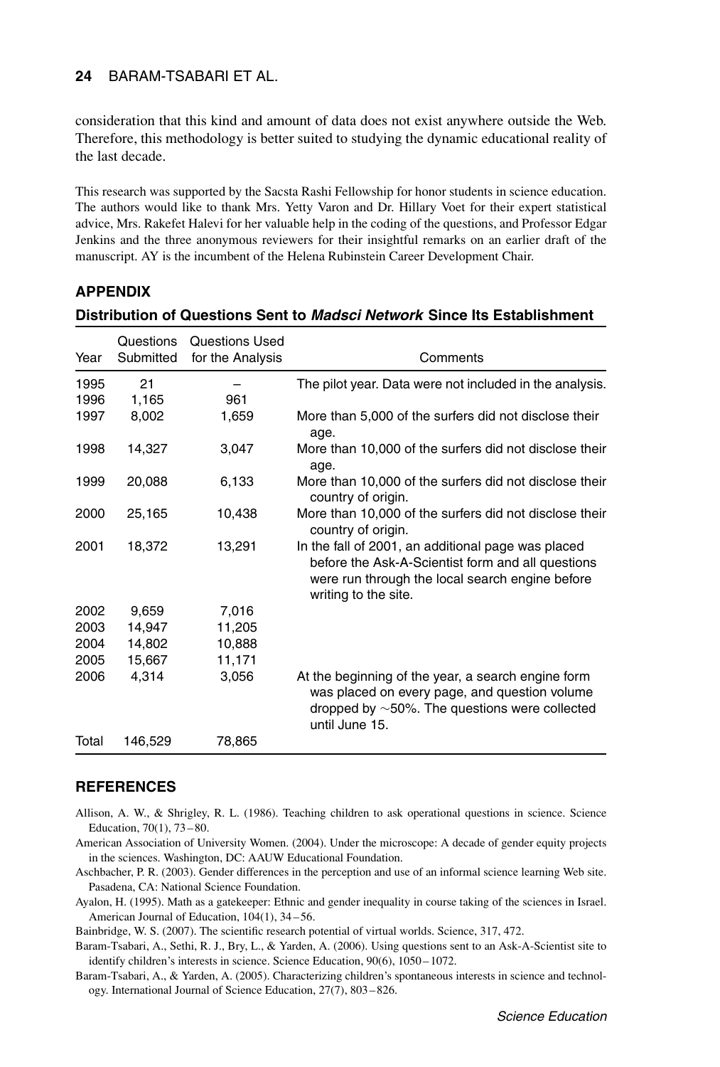consideration that this kind and amount of data does not exist anywhere outside the Web. Therefore, this methodology is better suited to studying the dynamic educational reality of the last decade.

This research was supported by the Sacsta Rashi Fellowship for honor students in science education. The authors would like to thank Mrs. Yetty Varon and Dr. Hillary Voet for their expert statistical advice, Mrs. Rakefet Halevi for her valuable help in the coding of the questions, and Professor Edgar Jenkins and the three anonymous reviewers for their insightful remarks on an earlier draft of the manuscript. AY is the incumbent of the Helena Rubinstein Career Development Chair.

## APPENDIX

### Distribution of Questions Sent to *Madsci Network* Since Its Establishment

| Year | Questions Submitted | Questions Used for the Analysis | Comments |
|---|---|---|---|
| 1995 | 21 | – | The pilot year. Data were not included in the analysis. |
| 1996 | 1,165 | 961 | |
| 1997 | 8,002 | 1,659 | More than 5,000 of the surfers did not disclose their age. |
| 1998 | 14,327 | 3,047 | More than 10,000 of the surfers did not disclose their age. |
| 1999 | 20,088 | 6,133 | More than 10,000 of the surfers did not disclose their country of origin. |
| 2000 | 25,165 | 10,438 | More than 10,000 of the surfers did not disclose their country of origin. |
| 2001 | 18,372 | 13,291 | In the fall of 2001, an additional page was placed before the Ask-A-Scientist form and all questions were run through the local search engine before writing to the site. |
| 2002 | 9,659 | 7,016 | |
| 2003 | 14,947 | 11,205 | |
| 2004 | 14,802 | 10,888 | |
| 2005 | 15,667 | 11,171 | |
| 2006 | 4,314 | 3,056 | At the beginning of the year, a search engine form was placed on every page, and question volume dropped by ~50%. The questions were collected until June 15. |
| Total | 146,529 | 78,865 | |

## REFERENCES

Allison, A. W., & Shrigley, R. L. (1986). Teaching children to ask operational questions in science. Science Education, 70(1), 73–80.

American Association of University Women. (2004). Under the microscope: A decade of gender equity projects in the sciences. Washington, DC: AAUW Educational Foundation.

Aschbacher, P. R. (2003). Gender differences in the perception and use of an informal science learning Web site. Pasadena, CA: National Science Foundation.

Ayalon, H. (1995). Math as a gatekeeper: Ethnic and gender inequality in course taking of the sciences in Israel. American Journal of Education, 104(1), 34–56.

Bainbridge, W. S. (2007). The scientific research potential of virtual worlds. Science, 317, 472.

Baram-Tsabari, A., Sethi, R. J., Bry, L., & Yarden, A. (2006). Using questions sent to an Ask-A-Scientist site to identify children's interests in science. Science Education, 90(6), 1050–1072.

Baram-Tsabari, A., & Yarden, A. (2005). Characterizing children's spontaneous interests in science and technology. International Journal of Science Education, 27(7), 803–826.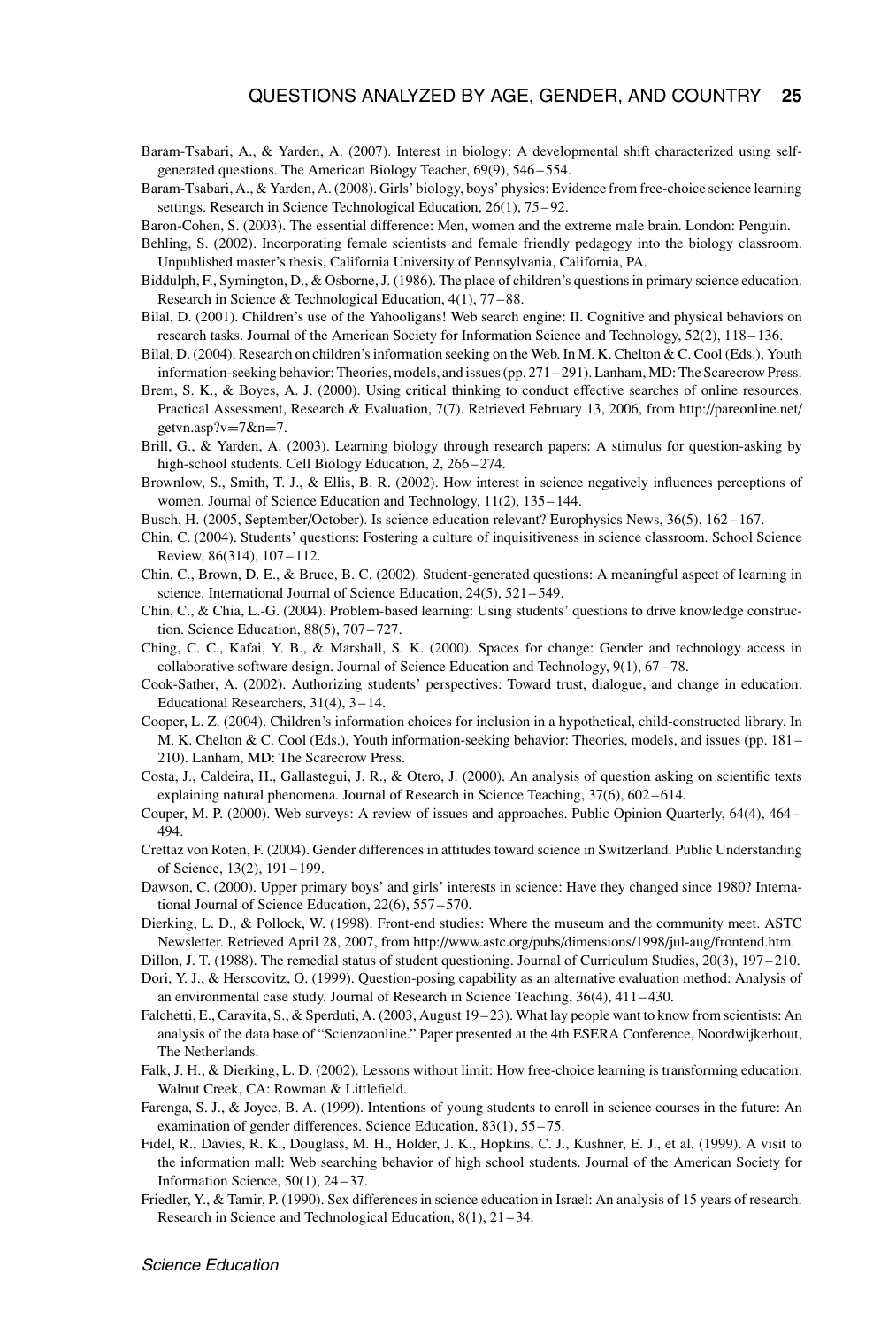Baram-Tsabari, A., & Yarden, A. (2007). Interest in biology: A developmental shift characterized using self-generated questions. The American Biology Teacher, 69(9), 546–554.

Baram-Tsabari, A., & Yarden, A. (2008). Girls' biology, boys' physics: Evidence from free-choice science learning settings. Research in Science Technological Education, 26(1), 75–92.

Baron-Cohen, S. (2003). The essential difference: Men, women and the extreme male brain. London: Penguin.

Behling, S. (2002). Incorporating female scientists and female friendly pedagogy into the biology classroom. Unpublished master's thesis, California University of Pennsylvania, California, PA.

Biddulph, F., Symington, D., & Osborne, J. (1986). The place of children's questions in primary science education. Research in Science & Technological Education, 4(1), 77–88.

Bilal, D. (2001). Children's use of the Yahooligans! Web search engine: II. Cognitive and physical behaviors on research tasks. Journal of the American Society for Information Science and Technology, 52(2), 118–136.

Bilal, D. (2004). Research on children's information seeking on the Web. In M. K. Chelton & C. Cool (Eds.), Youth information-seeking behavior: Theories, models, and issues (pp. 271–291). Lanham, MD: The Scarecrow Press.

Brem, S. K., & Boyes, A. J. (2000). Using critical thinking to conduct effective searches of online resources. Practical Assessment, Research & Evaluation, 7(7). Retrieved February 13, 2006, from http://pareonline.net/getvn.asp?v=7&n=7.

Brill, G., & Yarden, A. (2003). Learning biology through research papers: A stimulus for question-asking by high-school students. Cell Biology Education, 2, 266–274.

Brownlow, S., Smith, T. J., & Ellis, B. R. (2002). How interest in science negatively influences perceptions of women. Journal of Science Education and Technology, 11(2), 135–144.

Busch, H. (2005, September/October). Is science education relevant? Europhysics News, 36(5), 162–167.

Chin, C. (2004). Students' questions: Fostering a culture of inquisitiveness in science classroom. School Science Review, 86(314), 107–112.

Chin, C., Brown, D. E., & Bruce, B. C. (2002). Student-generated questions: A meaningful aspect of learning in science. International Journal of Science Education, 24(5), 521–549.

Chin, C., & Chia, L.-G. (2004). Problem-based learning: Using students' questions to drive knowledge construction. Science Education, 88(5), 707–727.

Ching, C. C., Kafai, Y. B., & Marshall, S. K. (2000). Spaces for change: Gender and technology access in collaborative software design. Journal of Science Education and Technology, 9(1), 67–78.

Cook-Sather, A. (2002). Authorizing students' perspectives: Toward trust, dialogue, and change in education. Educational Researchers, 31(4), 3–14.

Cooper, L. Z. (2004). Children's information choices for inclusion in a hypothetical, child-constructed library. In M. K. Chelton & C. Cool (Eds.), Youth information-seeking behavior: Theories, models, and issues (pp. 181–210). Lanham, MD: The Scarecrow Press.

Costa, J., Caldeira, H., Gallastegui, J. R., & Otero, J. (2000). An analysis of question asking on scientific texts explaining natural phenomena. Journal of Research in Science Teaching, 37(6), 602–614.

Couper, M. P. (2000). Web surveys: A review of issues and approaches. Public Opinion Quarterly, 64(4), 464–494.

Crettaz von Roten, F. (2004). Gender differences in attitudes toward science in Switzerland. Public Understanding of Science, 13(2), 191–199.

Dawson, C. (2000). Upper primary boys' and girls' interests in science: Have they changed since 1980? International Journal of Science Education, 22(6), 557–570.

Dierking, L. D., & Pollock, W. (1998). Front-end studies: Where the museum and the community meet. ASTC Newsletter. Retrieved April 28, 2007, from http://www.astc.org/pubs/dimensions/1998/jul-aug/frontend.htm.

Dillon, J. T. (1988). The remedial status of student questioning. Journal of Curriculum Studies, 20(3), 197–210.

Dori, Y. J., & Herscovitz, O. (1999). Question-posing capability as an alternative evaluation method: Analysis of an environmental case study. Journal of Research in Science Teaching, 36(4), 411–430.

Falchetti, E., Caravita, S., & Sperduti, A. (2003, August 19–23). What lay people want to know from scientists: An analysis of the data base of "Scienzaonline." Paper presented at the 4th ESERA Conference, Noordwijkerhout, The Netherlands.

Falk, J. H., & Dierking, L. D. (2002). Lessons without limit: How free-choice learning is transforming education. Walnut Creek, CA: Rowman & Littlefield.

Farenga, S. J., & Joyce, B. A. (1999). Intentions of young students to enroll in science courses in the future: An examination of gender differences. Science Education, 83(1), 55–75.

Fidel, R., Davies, R. K., Douglass, M. H., Holder, J. K., Hopkins, C. J., Kushner, E. J., et al. (1999). A visit to the information mall: Web searching behavior of high school students. Journal of the American Society for Information Science, 50(1), 24–37.

Friedler, Y., & Tamir, P. (1990). Sex differences in science education in Israel: An analysis of 15 years of research. Research in Science and Technological Education, 8(1), 21–34.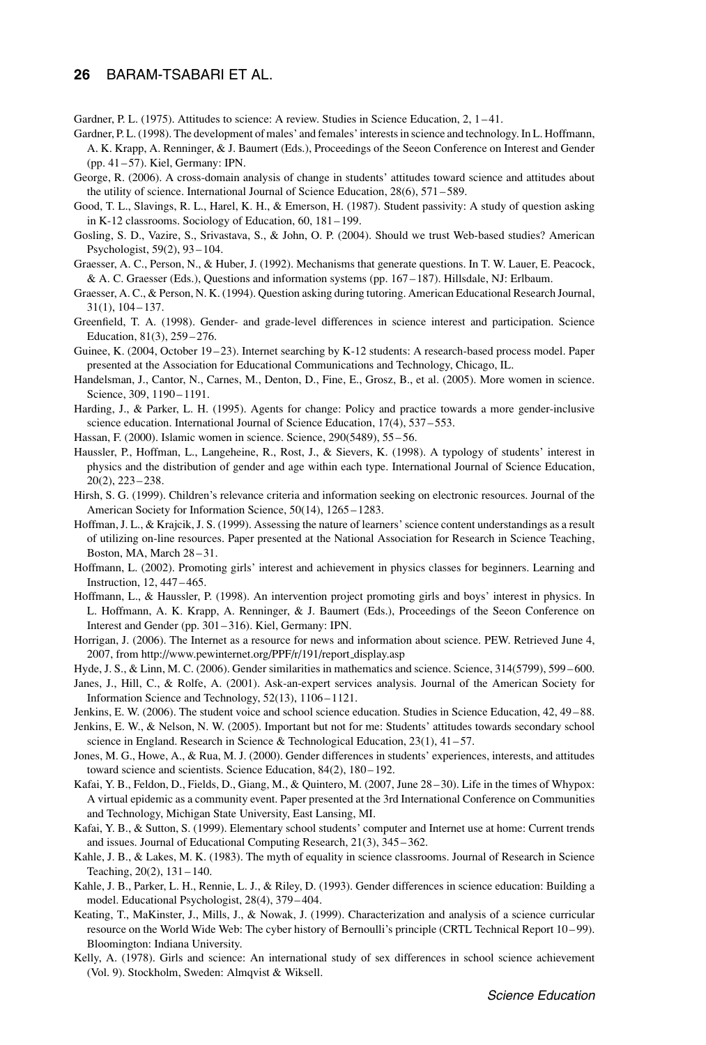Gardner, P. L. (1975). Attitudes to science: A review. Studies in Science Education, 2, 1–41.

Gardner, P. L. (1998). The development of males' and females' interests in science and technology. In L. Hoffmann, A. K. Krapp, A. Renninger, & J. Baumert (Eds.), Proceedings of the Seeon Conference on Interest and Gender (pp. 41–57). Kiel, Germany: IPN.

George, R. (2006). A cross-domain analysis of change in students' attitudes toward science and attitudes about the utility of science. International Journal of Science Education, 28(6), 571–589.

Good, T. L., Slavings, R. L., Harel, K. H., & Emerson, H. (1987). Student passivity: A study of question asking in K-12 classrooms. Sociology of Education, 60, 181–199.

Gosling, S. D., Vazire, S., Srivastava, S., & John, O. P. (2004). Should we trust Web-based studies? American Psychologist, 59(2), 93–104.

Graesser, A. C., Person, N., & Huber, J. (1992). Mechanisms that generate questions. In T. W. Lauer, E. Peacock, & A. C. Graesser (Eds.), Questions and information systems (pp. 167–187). Hillsdale, NJ: Erlbaum.

Graesser, A. C., & Person, N. K. (1994). Question asking during tutoring. American Educational Research Journal, 31(1), 104–137.

Greenfield, T. A. (1998). Gender- and grade-level differences in science interest and participation. Science Education, 81(3), 259–276.

Guinee, K. (2004, October 19–23). Internet searching by K-12 students: A research-based process model. Paper presented at the Association for Educational Communications and Technology, Chicago, IL.

Handelsman, J., Cantor, N., Carnes, M., Denton, D., Fine, E., Grosz, B., et al. (2005). More women in science. Science, 309, 1190–1191.

Harding, J., & Parker, L. H. (1995). Agents for change: Policy and practice towards a more gender-inclusive science education. International Journal of Science Education, 17(4), 537–553.

Hassan, F. (2000). Islamic women in science. Science, 290(5489), 55–56.

Haussler, P., Hoffman, L., Langeheine, R., Rost, J., & Sievers, K. (1998). A typology of students' interest in physics and the distribution of gender and age within each type. International Journal of Science Education, 20(2), 223–238.

Hirsh, S. G. (1999). Children's relevance criteria and information seeking on electronic resources. Journal of the American Society for Information Science, 50(14), 1265–1283.

Hoffman, J. L., & Krajcik, J. S. (1999). Assessing the nature of learners' science content understandings as a result of utilizing on-line resources. Paper presented at the National Association for Research in Science Teaching, Boston, MA, March 28–31.

Hoffmann, L. (2002). Promoting girls' interest and achievement in physics classes for beginners. Learning and Instruction, 12, 447–465.

Hoffmann, L., & Haussler, P. (1998). An intervention project promoting girls and boys' interest in physics. In L. Hoffmann, A. K. Krapp, A. Renninger, & J. Baumert (Eds.), Proceedings of the Seeon Conference on Interest and Gender (pp. 301–316). Kiel, Germany: IPN.

Horrigan, J. (2006). The Internet as a resource for news and information about science. PEW. Retrieved June 4, 2007, from http://www.pewinternet.org/PPF/r/191/report_display.asp

Hyde, J. S., & Linn, M. C. (2006). Gender similarities in mathematics and science. Science, 314(5799), 599–600.

Janes, J., Hill, C., & Rolfe, A. (2001). Ask-an-expert services analysis. Journal of the American Society for Information Science and Technology, 52(13), 1106–1121.

Jenkins, E. W. (2006). The student voice and school science education. Studies in Science Education, 42, 49–88.

Jenkins, E. W., & Nelson, N. W. (2005). Important but not for me: Students' attitudes towards secondary school science in England. Research in Science & Technological Education, 23(1), 41–57.

Jones, M. G., Howe, A., & Rua, M. J. (2000). Gender differences in students' experiences, interests, and attitudes toward science and scientists. Science Education, 84(2), 180–192.

Kafai, Y. B., Feldon, D., Fields, D., Giang, M., & Quintero, M. (2007, June 28–30). Life in the times of Whypox: A virtual epidemic as a community event. Paper presented at the 3rd International Conference on Communities and Technology, Michigan State University, East Lansing, MI.

Kafai, Y. B., & Sutton, S. (1999). Elementary school students' computer and Internet use at home: Current trends and issues. Journal of Educational Computing Research, 21(3), 345–362.

Kahle, J. B., & Lakes, M. K. (1983). The myth of equality in science classrooms. Journal of Research in Science Teaching, 20(2), 131–140.

Kahle, J. B., Parker, L. H., Rennie, L. J., & Riley, D. (1993). Gender differences in science education: Building a model. Educational Psychologist, 28(4), 379–404.

Keating, T., MaKinster, J., Mills, J., & Nowak, J. (1999). Characterization and analysis of a science curricular resource on the World Wide Web: The cyber history of Bernoulli's principle (CRTL Technical Report 10–99). Bloomington: Indiana University.

Kelly, A. (1978). Girls and science: An international study of sex differences in school science achievement (Vol. 9). Stockholm, Sweden: Almqvist & Wiksell.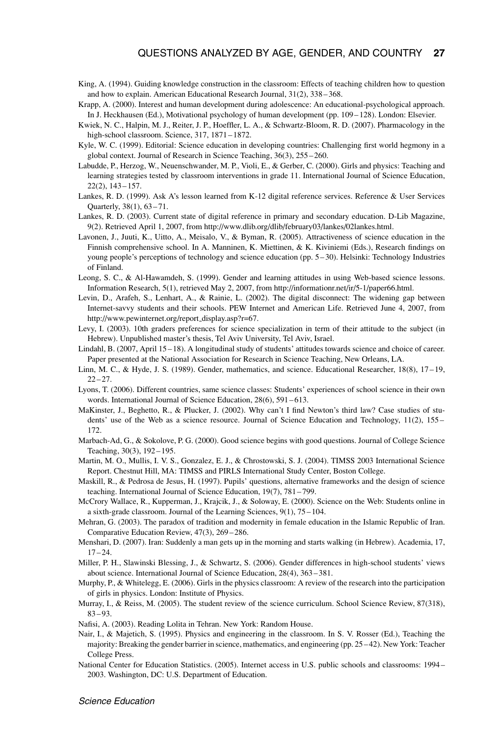King, A. (1994). Guiding knowledge construction in the classroom: Effects of teaching children how to question and how to explain. American Educational Research Journal, 31(2), 338–368.

Krapp, A. (2000). Interest and human development during adolescence: An educational-psychological approach. In J. Heckhausen (Ed.), Motivational psychology of human development (pp. 109–128). London: Elsevier.

Kwiek, N. C., Halpin, M. J., Reiter, J. P., Hoeffler, L. A., & Schwartz-Bloom, R. D. (2007). Pharmacology in the high-school classroom. Science, 317, 1871–1872.

Kyle, W. C. (1999). Editorial: Science education in developing countries: Challenging first world hegmony in a global context. Journal of Research in Science Teaching, 36(3), 255–260.

Labudde, P., Herzog, W., Neuenschwander, M. P., Violi, E., & Gerber, C. (2000). Girls and physics: Teaching and learning strategies tested by classroom interventions in grade 11. International Journal of Science Education, 22(2), 143–157.

Lankes, R. D. (1999). Ask A's lesson learned from K-12 digital reference services. Reference & User Services Quarterly, 38(1), 63–71.

Lankes, R. D. (2003). Current state of digital reference in primary and secondary education. D-Lib Magazine, 9(2). Retrieved April 1, 2007, from http://www.dlib.org/dlib/february03/lankes/02lankes.html.

Lavonen, J., Juuti, K., Uitto, A., Meisalo, V., & Byman, R. (2005). Attractiveness of science education in the Finnish comprehensive school. In A. Manninen, K. Miettinen, & K. Kiviniemi (Eds.), Research findings on young people's perceptions of technology and science education (pp. 5–30). Helsinki: Technology Industries of Finland.

Leong, S. C., & Al-Hawamdeh, S. (1999). Gender and learning attitudes in using Web-based science lessons. Information Research, 5(1), retrieved May 2, 2007, from http://informationr.net/ir/5-1/paper66.html.

Levin, D., Arafeh, S., Lenhart, A., & Rainie, L. (2002). The digital disconnect: The widening gap between Internet-savvy students and their schools. PEW Internet and American Life. Retrieved June 4, 2007, from http://www.pewinternet.org/report_display.asp?r=67.

Levy, I. (2003). 10th graders preferences for science specialization in term of their attitude to the subject (in Hebrew). Unpublished master's thesis, Tel Aviv University, Tel Aviv, Israel.

Lindahl, B. (2007, April 15–18). A longitudinal study of students' attitudes towards science and choice of career. Paper presented at the National Association for Research in Science Teaching, New Orleans, LA.

Linn, M. C., & Hyde, J. S. (1989). Gender, mathematics, and science. Educational Researcher, 18(8), 17–19, 22–27.

Lyons, T. (2006). Different countries, same science classes: Students' experiences of school science in their own words. International Journal of Science Education, 28(6), 591–613.

MaKinster, J., Beghetto, R., & Plucker, J. (2002). Why can't I find Newton's third law? Case studies of students' use of the Web as a science resource. Journal of Science Education and Technology, 11(2), 155–172.

Marbach-Ad, G., & Sokolove, P. G. (2000). Good science begins with good questions. Journal of College Science Teaching, 30(3), 192–195.

Martin, M. O., Mullis, I. V. S., Gonzalez, E. J., & Chrostowski, S. J. (2004). TIMSS 2003 International Science Report. Chestnut Hill, MA: TIMSS and PIRLS International Study Center, Boston College.

Maskill, R., & Pedrosa de Jesus, H. (1997). Pupils' questions, alternative frameworks and the design of science teaching. International Journal of Science Education, 19(7), 781–799.

McCrory Wallace, R., Kupperman, J., Krajcik, J., & Soloway, E. (2000). Science on the Web: Students online in a sixth-grade classroom. Journal of the Learning Sciences, 9(1), 75–104.

Mehran, G. (2003). The paradox of tradition and modernity in female education in the Islamic Republic of Iran. Comparative Education Review, 47(3), 269–286.

Menshari, D. (2007). Iran: Suddenly a man gets up in the morning and starts walking (in Hebrew). Academia, 17, 17–24.

Miller, P. H., Slawinski Blessing, J., & Schwartz, S. (2006). Gender differences in high-school students' views about science. International Journal of Science Education, 28(4), 363–381.

Murphy, P., & Whitelegg, E. (2006). Girls in the physics classroom: A review of the research into the participation of girls in physics. London: Institute of Physics.

Murray, I., & Reiss, M. (2005). The student review of the science curriculum. School Science Review, 87(318), 83–93.

Nafisi, A. (2003). Reading Lolita in Tehran. New York: Random House.

Nair, I., & Majetich, S. (1995). Physics and engineering in the classroom. In S. V. Rosser (Ed.), Teaching the majority: Breaking the gender barrier in science, mathematics, and engineering (pp. 25–42). New York: Teacher College Press.

National Center for Education Statistics. (2005). Internet access in U.S. public schools and classrooms: 1994–2003. Washington, DC: U.S. Department of Education.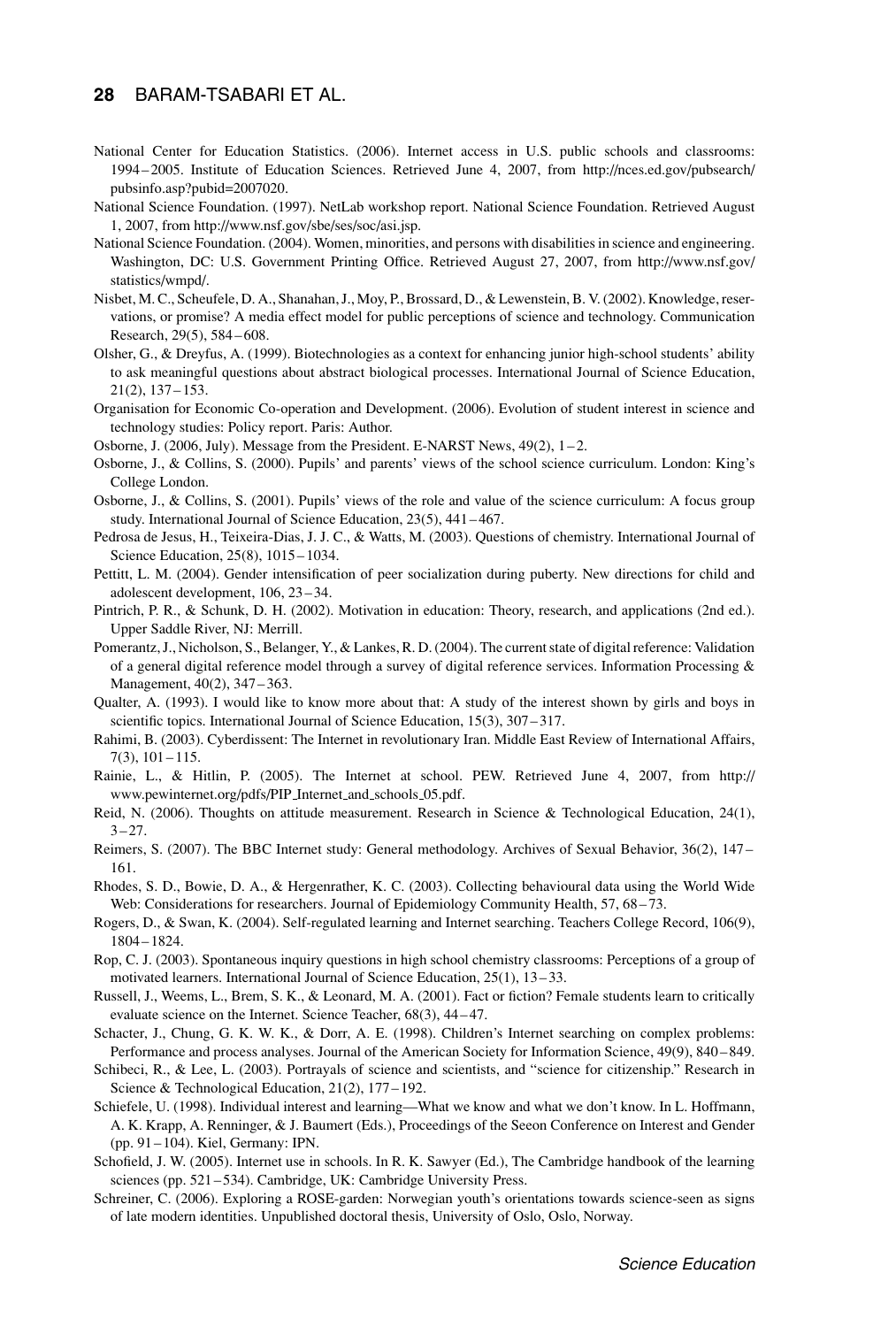National Center for Education Statistics. (2006). Internet access in U.S. public schools and classrooms: 1994–2005. Institute of Education Sciences. Retrieved June 4, 2007, from http://nces.ed.gov/pubsearch/pubsinfo.asp?pubid=2007020.

National Science Foundation. (1997). NetLab workshop report. National Science Foundation. Retrieved August 1, 2007, from http://www.nsf.gov/sbe/ses/soc/asi.jsp.

National Science Foundation. (2004). Women, minorities, and persons with disabilities in science and engineering. Washington, DC: U.S. Government Printing Office. Retrieved August 27, 2007, from http://www.nsf.gov/statistics/wmpd/.

Nisbet, M. C., Scheufele, D. A., Shanahan, J., Moy, P., Brossard, D., & Lewenstein, B. V. (2002). Knowledge, reservations, or promise? A media effect model for public perceptions of science and technology. Communication Research, 29(5), 584–608.

Olsher, G., & Dreyfus, A. (1999). Biotechnologies as a context for enhancing junior high-school students' ability to ask meaningful questions about abstract biological processes. International Journal of Science Education, 21(2), 137–153.

Organisation for Economic Co-operation and Development. (2006). Evolution of student interest in science and technology studies: Policy report. Paris: Author.

Osborne, J. (2006, July). Message from the President. E-NARST News, 49(2), 1–2.

Osborne, J., & Collins, S. (2000). Pupils' and parents' views of the school science curriculum. London: King's College London.

Osborne, J., & Collins, S. (2001). Pupils' views of the role and value of the science curriculum: A focus group study. International Journal of Science Education, 23(5), 441–467.

Pedrosa de Jesus, H., Teixeira-Dias, J. J. C., & Watts, M. (2003). Questions of chemistry. International Journal of Science Education, 25(8), 1015–1034.

Pettitt, L. M. (2004). Gender intensification of peer socialization during puberty. New directions for child and adolescent development, 106, 23–34.

Pintrich, P. R., & Schunk, D. H. (2002). Motivation in education: Theory, research, and applications (2nd ed.). Upper Saddle River, NJ: Merrill.

Pomerantz, J., Nicholson, S., Belanger, Y., & Lankes, R. D. (2004). The current state of digital reference: Validation of a general digital reference model through a survey of digital reference services. Information Processing & Management, 40(2), 347–363.

Qualter, A. (1993). I would like to know more about that: A study of the interest shown by girls and boys in scientific topics. International Journal of Science Education, 15(3), 307–317.

Rahimi, B. (2003). Cyberdissent: The Internet in revolutionary Iran. Middle East Review of International Affairs, 7(3), 101–115.

Rainie, L., & Hitlin, P. (2005). The Internet at school. PEW. Retrieved June 4, 2007, from http://www.pewinternet.org/pdfs/PIP_Internet_and_schools_05.pdf.

Reid, N. (2006). Thoughts on attitude measurement. Research in Science & Technological Education, 24(1), 3–27.

Reimers, S. (2007). The BBC Internet study: General methodology. Archives of Sexual Behavior, 36(2), 147–161.

Rhodes, S. D., Bowie, D. A., & Hergenrather, K. C. (2003). Collecting behavioural data using the World Wide Web: Considerations for researchers. Journal of Epidemiology Community Health, 57, 68–73.

Rogers, D., & Swan, K. (2004). Self-regulated learning and Internet searching. Teachers College Record, 106(9), 1804–1824.

Rop, C. J. (2003). Spontaneous inquiry questions in high school chemistry classrooms: Perceptions of a group of motivated learners. International Journal of Science Education, 25(1), 13–33.

Russell, J., Weems, L., Brem, S. K., & Leonard, M. A. (2001). Fact or fiction? Female students learn to critically evaluate science on the Internet. Science Teacher, 68(3), 44–47.

Schacter, J., Chung, G. K. W. K., & Dorr, A. E. (1998). Children's Internet searching on complex problems: Performance and process analyses. Journal of the American Society for Information Science, 49(9), 840–849.

Schibeci, R., & Lee, L. (2003). Portrayals of science and scientists, and "science for citizenship." Research in Science & Technological Education, 21(2), 177–192.

Schiefele, U. (1998). Individual interest and learning—What we know and what we don't know. In L. Hoffmann, A. K. Krapp, A. Renninger, & J. Baumert (Eds.), Proceedings of the Seeon Conference on Interest and Gender (pp. 91–104). Kiel, Germany: IPN.

Schofield, J. W. (2005). Internet use in schools. In R. K. Sawyer (Ed.), The Cambridge handbook of the learning sciences (pp. 521–534). Cambridge, UK: Cambridge University Press.

Schreiner, C. (2006). Exploring a ROSE-garden: Norwegian youth's orientations towards science-seen as signs of late modern identities. Unpublished doctoral thesis, University of Oslo, Oslo, Norway.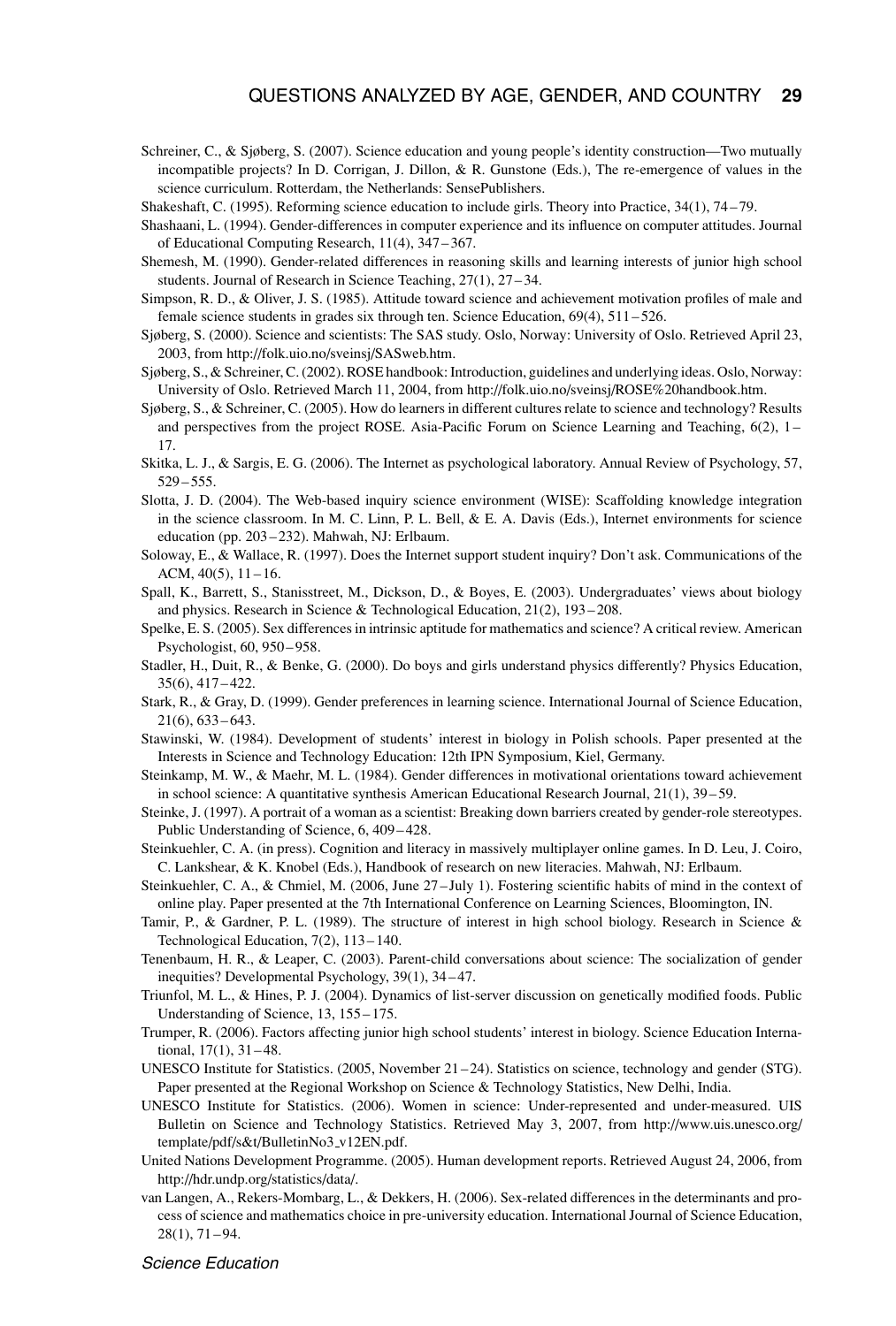Schreiner, C., & Sjøberg, S. (2007). Science education and young people's identity construction—Two mutually incompatible projects? In D. Corrigan, J. Dillon, & R. Gunstone (Eds.), The re-emergence of values in the science curriculum. Rotterdam, the Netherlands: SensePublishers.

Shakeshaft, C. (1995). Reforming science education to include girls. Theory into Practice, 34(1), 74 – 79.

Shashaani, L. (1994). Gender-differences in computer experience and its influence on computer attitudes. Journal of Educational Computing Research, 11(4), 347 – 367.

Shemesh, M. (1990). Gender-related differences in reasoning skills and learning interests of junior high school students. Journal of Research in Science Teaching, 27(1), 27 – 34.

Simpson, R. D., & Oliver, J. S. (1985). Attitude toward science and achievement motivation profiles of male and female science students in grades six through ten. Science Education, 69(4), 511 – 526.

Sjøberg, S. (2000). Science and scientists: The SAS study. Oslo, Norway: University of Oslo. Retrieved April 23, 2003, from http://folk.uio.no/sveinsj/SASweb.htm.

Sjøberg, S., & Schreiner, C. (2002). ROSE handbook: Introduction, guidelines and underlying ideas. Oslo, Norway: University of Oslo. Retrieved March 11, 2004, from http://folk.uio.no/sveinsj/ROSE%20handbook.htm.

Sjøberg, S., & Schreiner, C. (2005). How do learners in different cultures relate to science and technology? Results and perspectives from the project ROSE. Asia-Pacific Forum on Science Learning and Teaching, 6(2), 1 – 17.

Skitka, L. J., & Sargis, E. G. (2006). The Internet as psychological laboratory. Annual Review of Psychology, 57, 529 – 555.

Slotta, J. D. (2004). The Web-based inquiry science environment (WISE): Scaffolding knowledge integration in the science classroom. In M. C. Linn, P. L. Bell, & E. A. Davis (Eds.), Internet environments for science education (pp. 203 – 232). Mahwah, NJ: Erlbaum.

Soloway, E., & Wallace, R. (1997). Does the Internet support student inquiry? Don't ask. Communications of the ACM, 40(5), 11 – 16.

Spall, K., Barrett, S., Stanisstreet, M., Dickson, D., & Boyes, E. (2003). Undergraduates' views about biology and physics. Research in Science & Technological Education, 21(2), 193 – 208.

Spelke, E. S. (2005). Sex differences in intrinsic aptitude for mathematics and science? A critical review. American Psychologist, 60, 950 – 958.

Stadler, H., Duit, R., & Benke, G. (2000). Do boys and girls understand physics differently? Physics Education, 35(6), 417 – 422.

Stark, R., & Gray, D. (1999). Gender preferences in learning science. International Journal of Science Education, 21(6), 633 – 643.

Stawinski, W. (1984). Development of students' interest in biology in Polish schools. Paper presented at the Interests in Science and Technology Education: 12th IPN Symposium, Kiel, Germany.

Steinkamp, M. W., & Maehr, M. L. (1984). Gender differences in motivational orientations toward achievement in school science: A quantitative synthesis American Educational Research Journal, 21(1), 39 – 59.

Steinke, J. (1997). A portrait of a woman as a scientist: Breaking down barriers created by gender-role stereotypes. Public Understanding of Science, 6, 409 – 428.

Steinkuehler, C. A. (in press). Cognition and literacy in massively multiplayer online games. In D. Leu, J. Coiro, C. Lankshear, & K. Knobel (Eds.), Handbook of research on new literacies. Mahwah, NJ: Erlbaum.

Steinkuehler, C. A., & Chmiel, M. (2006, June 27 – July 1). Fostering scientific habits of mind in the context of online play. Paper presented at the 7th International Conference on Learning Sciences, Bloomington, IN.

Tamir, P., & Gardner, P. L. (1989). The structure of interest in high school biology. Research in Science & Technological Education, 7(2), 113 – 140.

Tenenbaum, H. R., & Leaper, C. (2003). Parent-child conversations about science: The socialization of gender inequities? Developmental Psychology, 39(1), 34 – 47.

Triunfol, M. L., & Hines, P. J. (2004). Dynamics of list-server discussion on genetically modified foods. Public Understanding of Science, 13, 155 – 175.

Trumper, R. (2006). Factors affecting junior high school students' interest in biology. Science Education International, 17(1), 31 – 48.

UNESCO Institute for Statistics. (2005, November 21 – 24). Statistics on science, technology and gender (STG). Paper presented at the Regional Workshop on Science & Technology Statistics, New Delhi, India.

UNESCO Institute for Statistics. (2006). Women in science: Under-represented and under-measured. UIS Bulletin on Science and Technology Statistics. Retrieved May 3, 2007, from http://www.uis.unesco.org/template/pdf/s&t/BulletinNo3_v12EN.pdf.

United Nations Development Programme. (2005). Human development reports. Retrieved August 24, 2006, from http://hdr.undp.org/statistics/data/.

van Langen, A., Rekers-Mombarg, L., & Dekkers, H. (2006). Sex-related differences in the determinants and process of science and mathematics choice in pre-university education. International Journal of Science Education, 28(1), 71 – 94.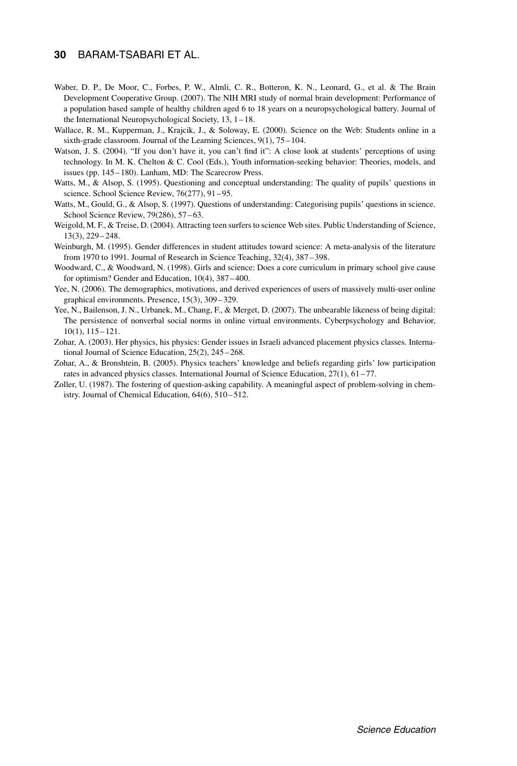Waber, D. P., De Moor, C., Forbes, P. W., Almli, C. R., Botteron, K. N., Leonard, G., et al. & The Brain Development Cooperative Group. (2007). The NIH MRI study of normal brain development: Performance of a population based sample of healthy children aged 6 to 18 years on a neuropsychological battery. Journal of the International Neuropsychological Society, 13, 1–18.

Wallace, R. M., Kupperman, J., Krajcik, J., & Soloway, E. (2000). Science on the Web: Students online in a sixth-grade classroom. Journal of the Learning Sciences, 9(1), 75–104.

Watson, J. S. (2004). "If you don't have it, you can't find it": A close look at students' perceptions of using technology. In M. K. Chelton & C. Cool (Eds.), Youth information-seeking behavior: Theories, models, and issues (pp. 145–180). Lanham, MD: The Scarecrow Press.

Watts, M., & Alsop, S. (1995). Questioning and conceptual understanding: The quality of pupils' questions in science. School Science Review, 76(277), 91–95.

Watts, M., Gould, G., & Alsop, S. (1997). Questions of understanding: Categorising pupils' questions in science. School Science Review, 79(286), 57–63.

Weigold, M. F., & Treise, D. (2004). Attracting teen surfers to science Web sites. Public Understanding of Science, 13(3), 229–248.

Weinburgh, M. (1995). Gender differences in student attitudes toward science: A meta-analysis of the literature from 1970 to 1991. Journal of Research in Science Teaching, 32(4), 387–398.

Woodward, C., & Woodward, N. (1998). Girls and science: Does a core curriculum in primary school give cause for optimism? Gender and Education, 10(4), 387–400.

Yee, N. (2006). The demographics, motivations, and derived experiences of users of massively multi-user online graphical environments. Presence, 15(3), 309–329.

Yee, N., Bailenson, J. N., Urbanek, M., Chang, F., & Merget, D. (2007). The unbearable likeness of being digital: The persistence of nonverbal social norms in online virtual environments. Cyberpsychology and Behavior, 10(1), 115–121.

Zohar, A. (2003). Her physics, his physics: Gender issues in Israeli advanced placement physics classes. International Journal of Science Education, 25(2), 245–268.

Zohar, A., & Bronshtein, B. (2005). Physics teachers' knowledge and beliefs regarding girls' low participation rates in advanced physics classes. International Journal of Science Education, 27(1), 61–77.

Zoller, U. (1987). The fostering of question-asking capability. A meaningful aspect of problem-solving in chemistry. Journal of Chemical Education, 64(6), 510–512.